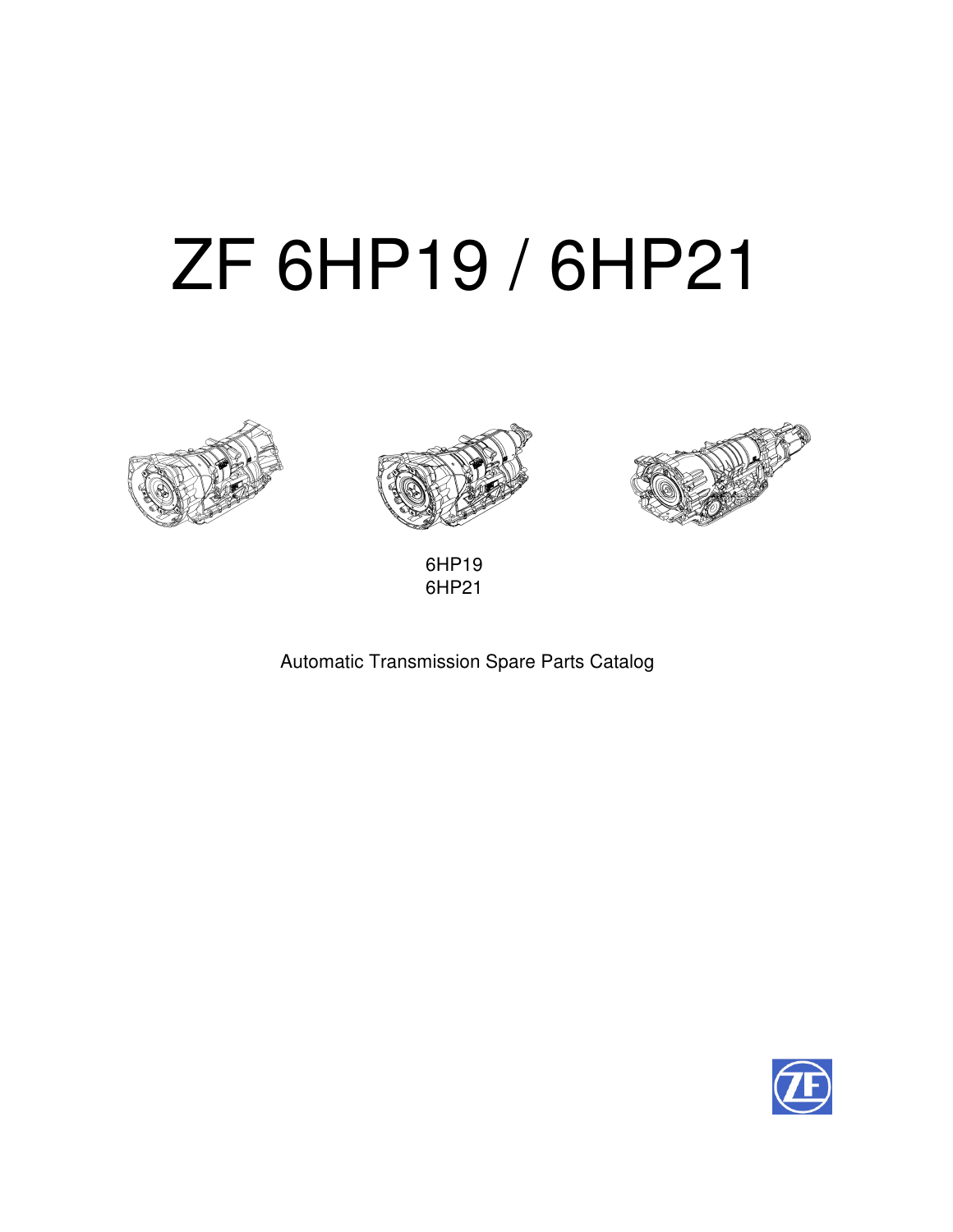# ZF 6HP19 / 6HP21

6HP19
6HP21

Automatic Transmission Spare Parts Catalog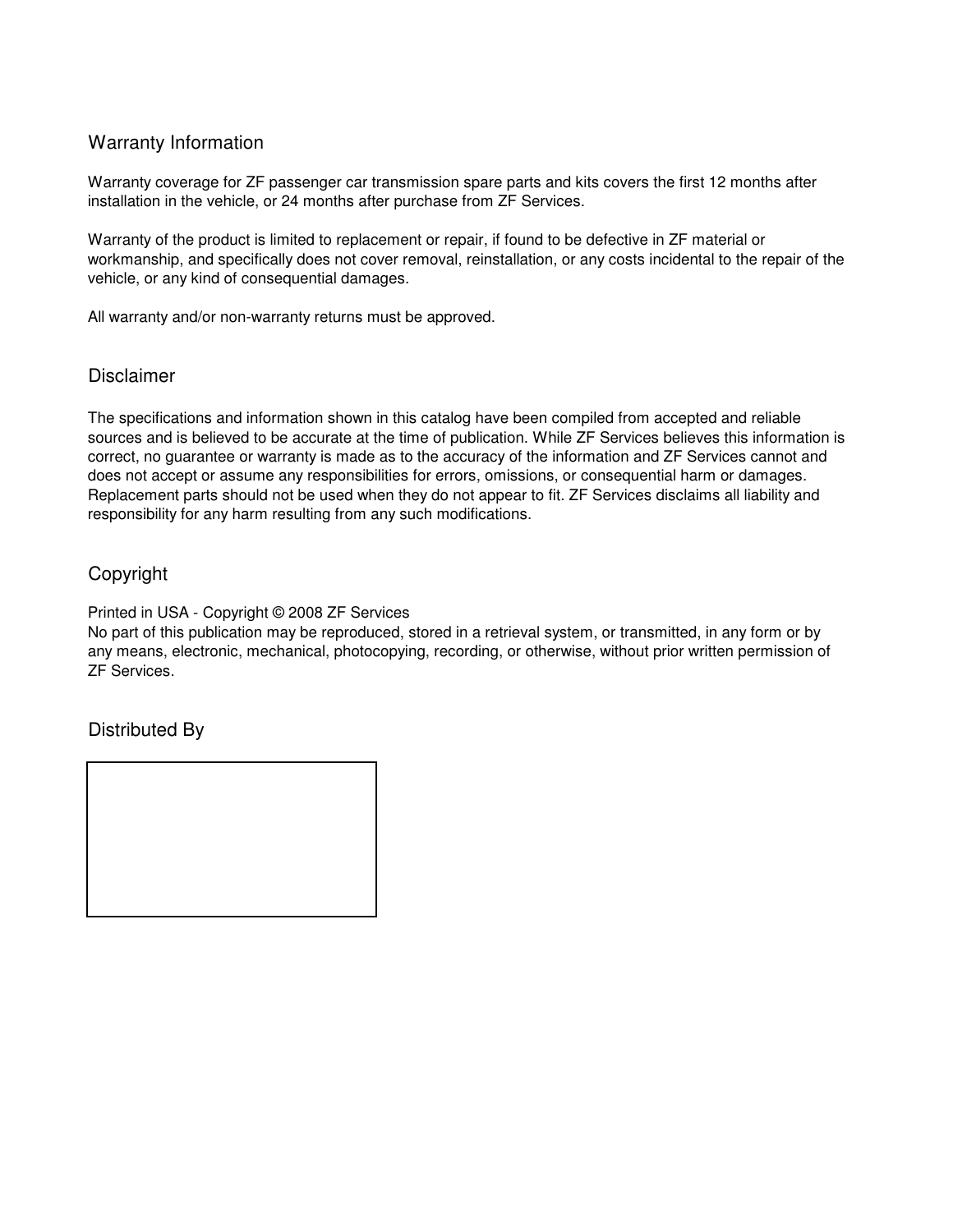## Warranty Information

Warranty coverage for ZF passenger car transmission spare parts and kits covers the first 12 months after installation in the vehicle, or 24 months after purchase from ZF Services.

Warranty of the product is limited to replacement or repair, if found to be defective in ZF material or workmanship, and specifically does not cover removal, reinstallation, or any costs incidental to the repair of the vehicle, or any kind of consequential damages.

All warranty and/or non-warranty returns must be approved.

## Disclaimer

The specifications and information shown in this catalog have been compiled from accepted and reliable sources and is believed to be accurate at the time of publication. While ZF Services believes this information is correct, no guarantee or warranty is made as to the accuracy of the information and ZF Services cannot and does not accept or assume any responsibilities for errors, omissions, or consequential harm or damages. Replacement parts should not be used when they do not appear to fit. ZF Services disclaims all liability and responsibility for any harm resulting from any such modifications.

## Copyright

Printed in USA - Copyright © 2008 ZF Services
No part of this publication may be reproduced, stored in a retrieval system, or transmitted, in any form or by any means, electronic, mechanical, photocopying, recording, or otherwise, without prior written permission of ZF Services.

## Distributed By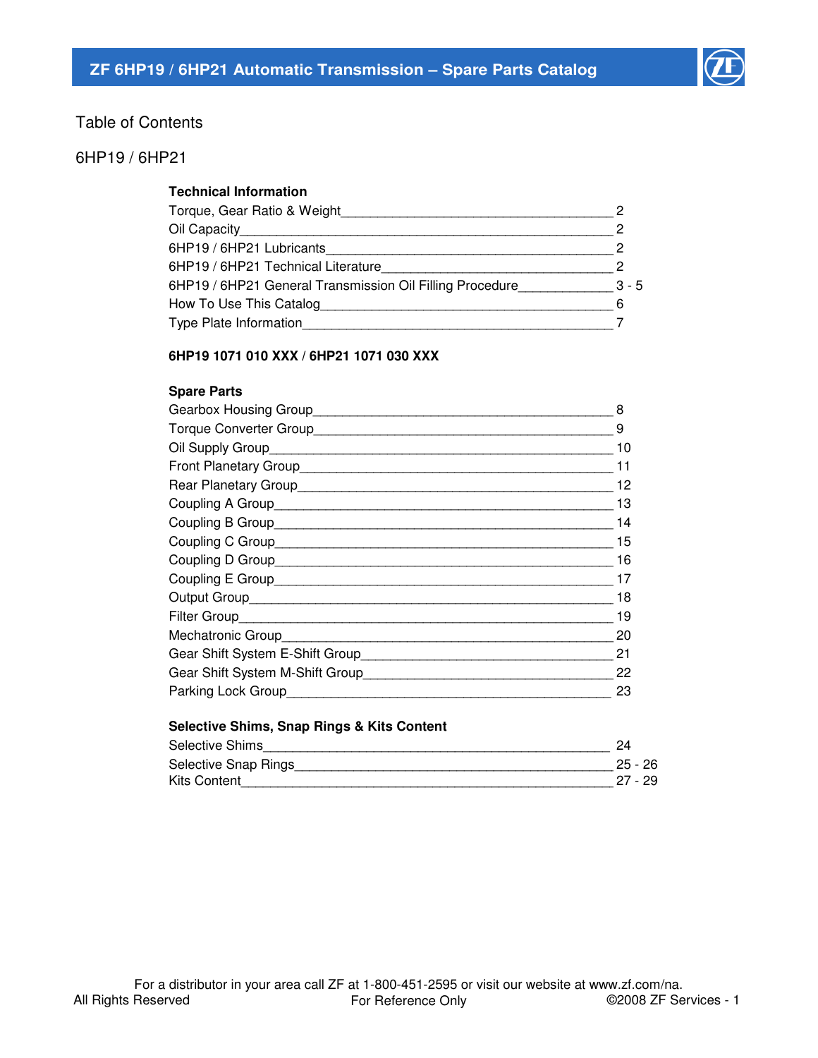# Table of Contents

## 6HP19 / 6HP21

### Technical Information

| | |
|---|---|
| Torque, Gear Ratio & Weight | 2 |
| Oil Capacity | 2 |
| 6HP19 / 6HP21 Lubricants | 2 |
| 6HP19 / 6HP21 Technical Literature | 2 |
| 6HP19 / 6HP21 General Transmission Oil Filling Procedure | 3 - 5 |
| How To Use This Catalog | 6 |
| Type Plate Information | 7 |

**6HP19 1071 010 XXX / 6HP21 1071 030 XXX**

### Spare Parts

| | |
|---|---|
| Gearbox Housing Group | 8 |
| Torque Converter Group | 9 |
| Oil Supply Group | 10 |
| Front Planetary Group | 11 |
| Rear Planetary Group | 12 |
| Coupling A Group | 13 |
| Coupling B Group | 14 |
| Coupling C Group | 15 |
| Coupling D Group | 16 |
| Coupling E Group | 17 |
| Output Group | 18 |
| Filter Group | 19 |
| Mechatronic Group | 20 |
| Gear Shift System E-Shift Group | 21 |
| Gear Shift System M-Shift Group | 22 |
| Parking Lock Group | 23 |

### Selective Shims, Snap Rings & Kits Content

| | |
|---|---|
| Selective Shims | 24 |
| Selective Snap Rings | 25 - 26 |
| Kits Content | 27 - 29 |

For a distributor in your area call ZF at 1-800-451-2595 or visit our website at www.zf.com/na.

All Rights Reserved — For Reference Only — ©2008 ZF Services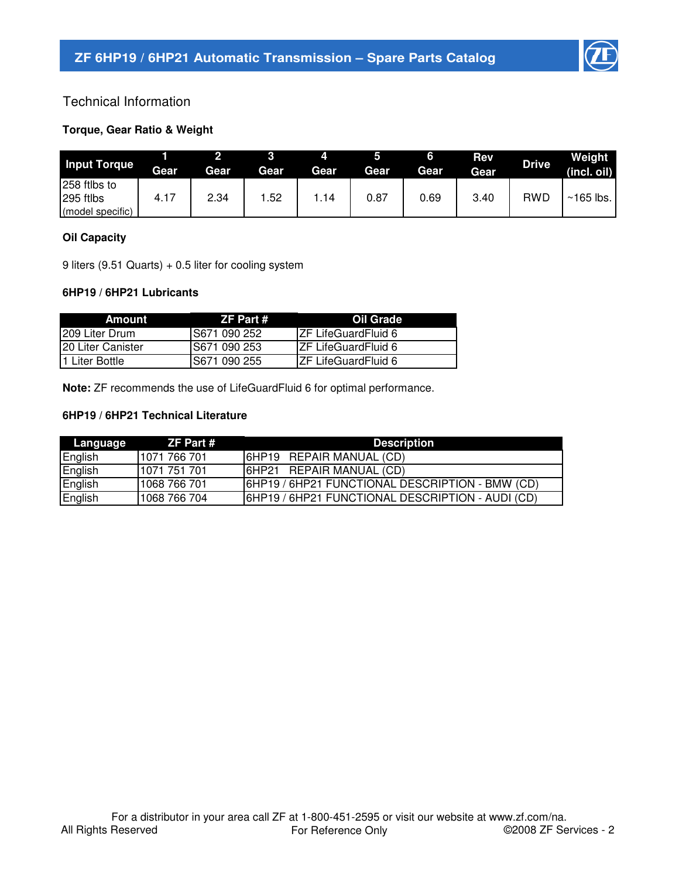## Technical Information

### Torque, Gear Ratio & Weight

| Input Torque | 1 Gear | 2 Gear | 3 Gear | 4 Gear | 5 Gear | 6 Gear | Rev Gear | Drive | Weight (incl. oil) |
|---|---|---|---|---|---|---|---|---|---|
| 258 ftlbs to 295 ftlbs (model specific) | 4.17 | 2.34 | 1.52 | 1.14 | 0.87 | 0.69 | 3.40 | RWD | ~165 lbs. |

### Oil Capacity

9 liters (9.51 Quarts) + 0.5 liter for cooling system

### 6HP19 / 6HP21 Lubricants

| Amount | ZF Part # | Oil Grade |
|---|---|---|
| 209 Liter Drum | S671 090 252 | ZF LifeGuardFluid 6 |
| 20 Liter Canister | S671 090 253 | ZF LifeGuardFluid 6 |
| 1 Liter Bottle | S671 090 255 | ZF LifeGuardFluid 6 |

**Note:** ZF recommends the use of LifeGuardFluid 6 for optimal performance.

### 6HP19 / 6HP21 Technical Literature

| Language | ZF Part # | Description |
|---|---|---|
| English | 1071 766 701 | 6HP19 REPAIR MANUAL (CD) |
| English | 1071 751 701 | 6HP21 REPAIR MANUAL (CD) |
| English | 1068 766 701 | 6HP19 / 6HP21 FUNCTIONAL DESCRIPTION - BMW (CD) |
| English | 1068 766 704 | 6HP19 / 6HP21 FUNCTIONAL DESCRIPTION - AUDI (CD) |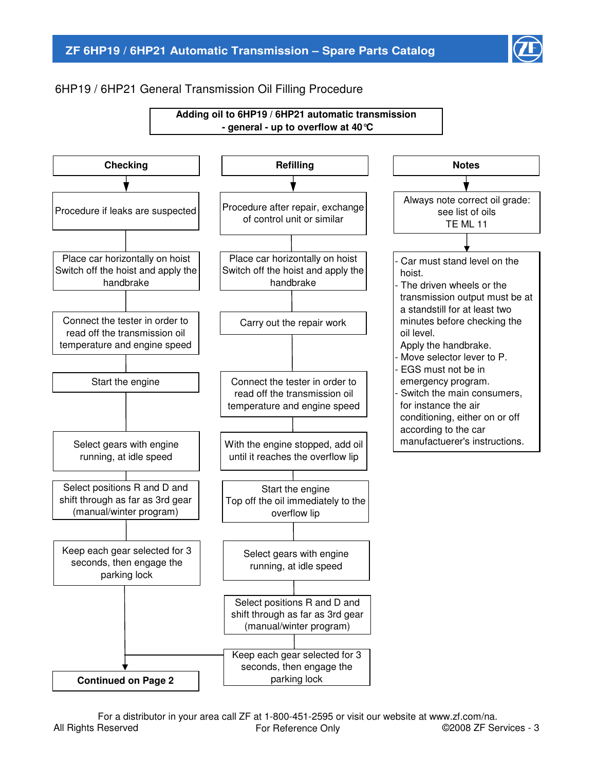## 6HP19 / 6HP21 General Transmission Oil Filling Procedure

**Adding oil to 6HP19 / 6HP21 automatic transmission - general - up to overflow at 40℃**

### Checking

1. Procedure if leaks are suspected
2. Place car horizontally on hoist. Switch off the hoist and apply the handbrake
3. Connect the tester in order to read off the transmission oil temperature and engine speed
4. Start the engine
5. Select gears with engine running, at idle speed
6. Select positions R and D and shift through as far as 3rd gear (manual/winter program)
7. Keep each gear selected for 3 seconds, then engage the parking lock
8. **Continued on Page 2**

### Refilling

1. Procedure after repair, exchange of control unit or similar
2. Place car horizontally on hoist. Switch off the hoist and apply the handbrake
3. Carry out the repair work
4. Connect the tester in order to read off the transmission oil temperature and engine speed
5. With the engine stopped, add oil until it reaches the overflow lip
6. Start the engine. Top off the oil immediately to the overflow lip
7. Select gears with engine running, at idle speed
8. Select positions R and D and shift through as far as 3rd gear (manual/winter program)
9. Keep each gear selected for 3 seconds, then engage the parking lock
10. **Continued on Page 2**

### Notes

Always note correct oil grade: see list of oils TE ML 11

- Car must stand level on the hoist.
- The driven wheels or the transmission output must be at a standstill for at least two minutes before checking the oil level. Apply the handbrake.
- Move selector lever to P.
- EGS must not be in emergency program.
- Switch the main consumers, for instance the air conditioning, either on or off according to the car manufactuerer's instructions.

For a distributor in your area call ZF at 1-800-451-2595 or visit our website at www.zf.com/na.

All Rights Reserved — For Reference Only — ©2008 ZF Services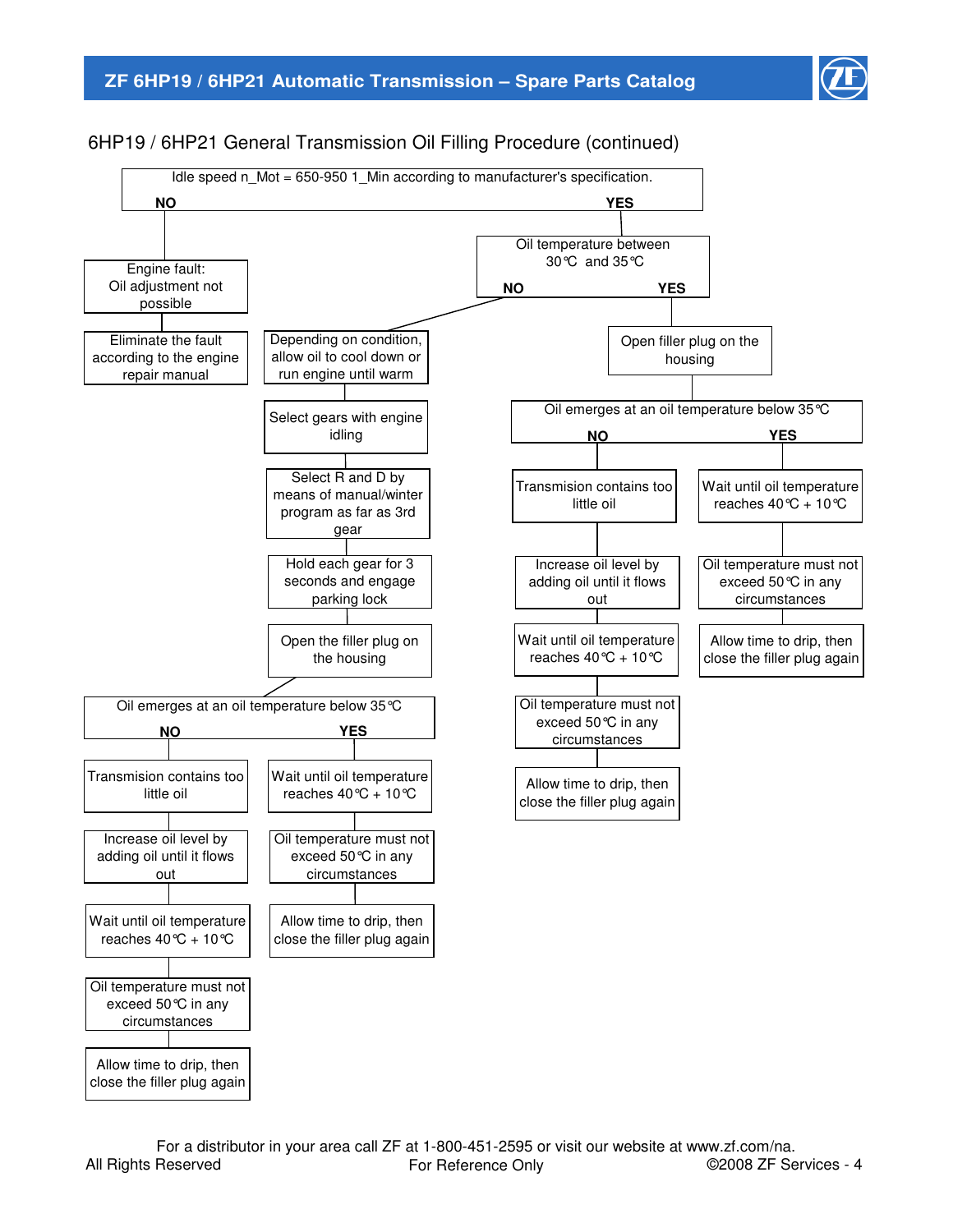## 6HP19 / 6HP21 General Transmission Oil Filling Procedure (continued)

**Idle speed n_Mot = 650-950 1_Min according to manufacturer's specification.**

- **NO**
  - Engine fault: Oil adjustment not possible
  - Eliminate the fault according to the engine repair manual
- **YES**
  - **Oil temperature between 30℃ and 35℃**
    - **NO**
      - Depending on condition, allow oil to cool down or run engine until warm
      - Select gears with engine idling
      - Select R and D by means of manual/winter program as far as 3rd gear
      - Hold each gear for 3 seconds and engage parking lock
      - Open the filler plug on the housing
      - **Oil emerges at an oil temperature below 35℃**
        - **NO**
          - Transmision contains too little oil
          - Increase oil level by adding oil until it flows out
          - Wait until oil temperature reaches 40℃ + 10℃
          - Oil temperature must not exceed 50℃ in any circumstances
          - Allow time to drip, then close the filler plug again
        - **YES**
          - Wait until oil temperature reaches 40℃ + 10℃
          - Oil temperature must not exceed 50℃ in any circumstances
          - Allow time to drip, then close the filler plug again
    - **YES**
      - Open filler plug on the housing
      - **Oil emerges at an oil temperature below 35℃**
        - **NO**
          - Transmision contains too little oil
          - Increase oil level by adding oil until it flows out
          - Wait until oil temperature reaches 40℃ + 10℃
          - Oil temperature must not exceed 50℃ in any circumstances
          - Allow time to drip, then close the filler plug again
        - **YES**
          - Wait until oil temperature reaches 40℃ + 10℃
          - Oil temperature must not exceed 50℃ in any circumstances
          - Allow time to drip, then close the filler plug again

For a distributor in your area call ZF at 1-800-451-2595 or visit our website at www.zf.com/na.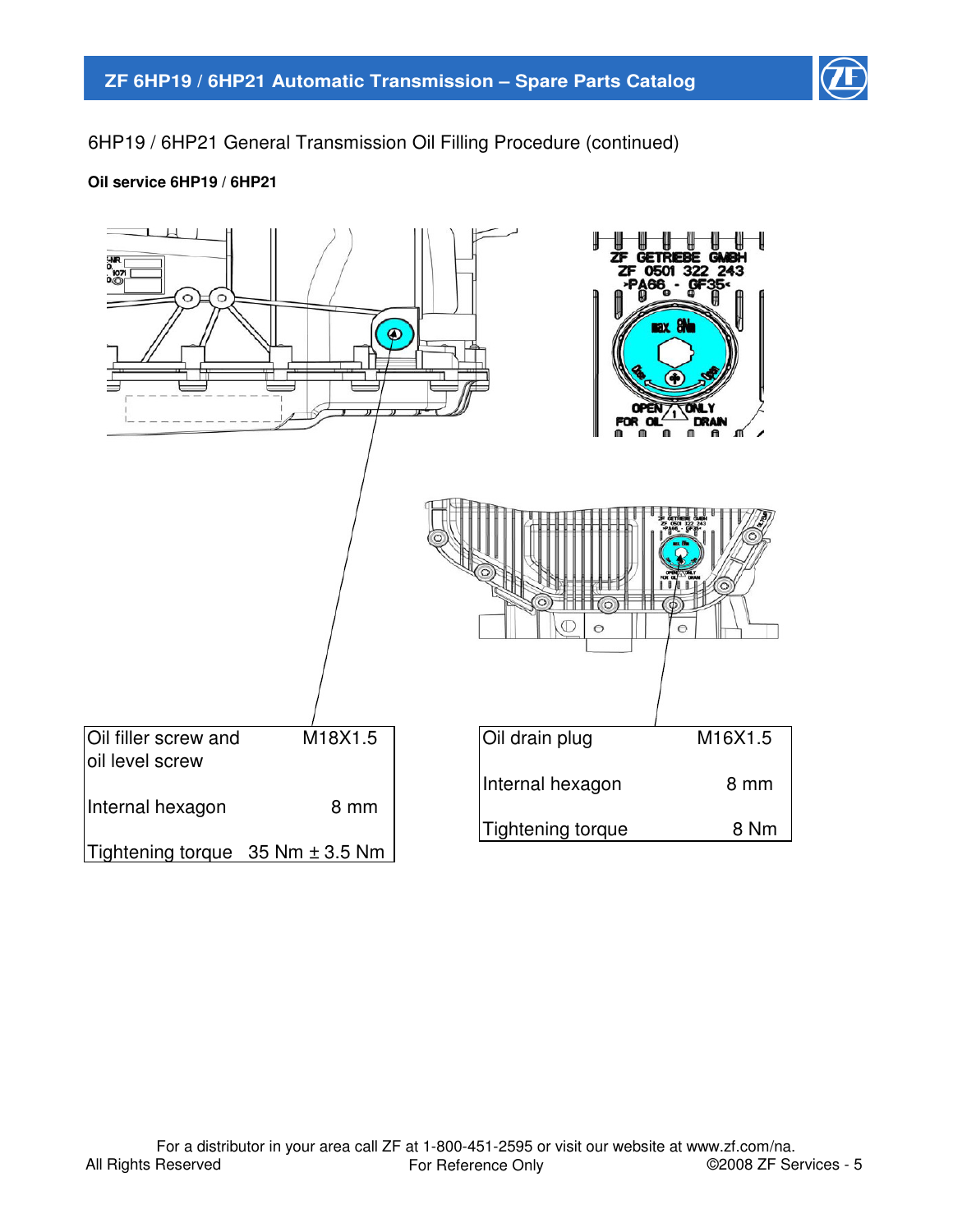6HP19 / 6HP21 General Transmission Oil Filling Procedure (continued)

**Oil service 6HP19 / 6HP21**

| Oil filler screw and oil level screw | M18X1.5 |
|---|---|
| Internal hexagon | 8 mm |
| Tightening torque | 35 Nm ± 3.5 Nm |

| Oil drain plug | M16X1.5 |
|---|---|
| Internal hexagon | 8 mm |
| Tightening torque | 8 Nm |

For a distributor in your area call ZF at 1-800-451-2595 or visit our website at www.zf.com/na.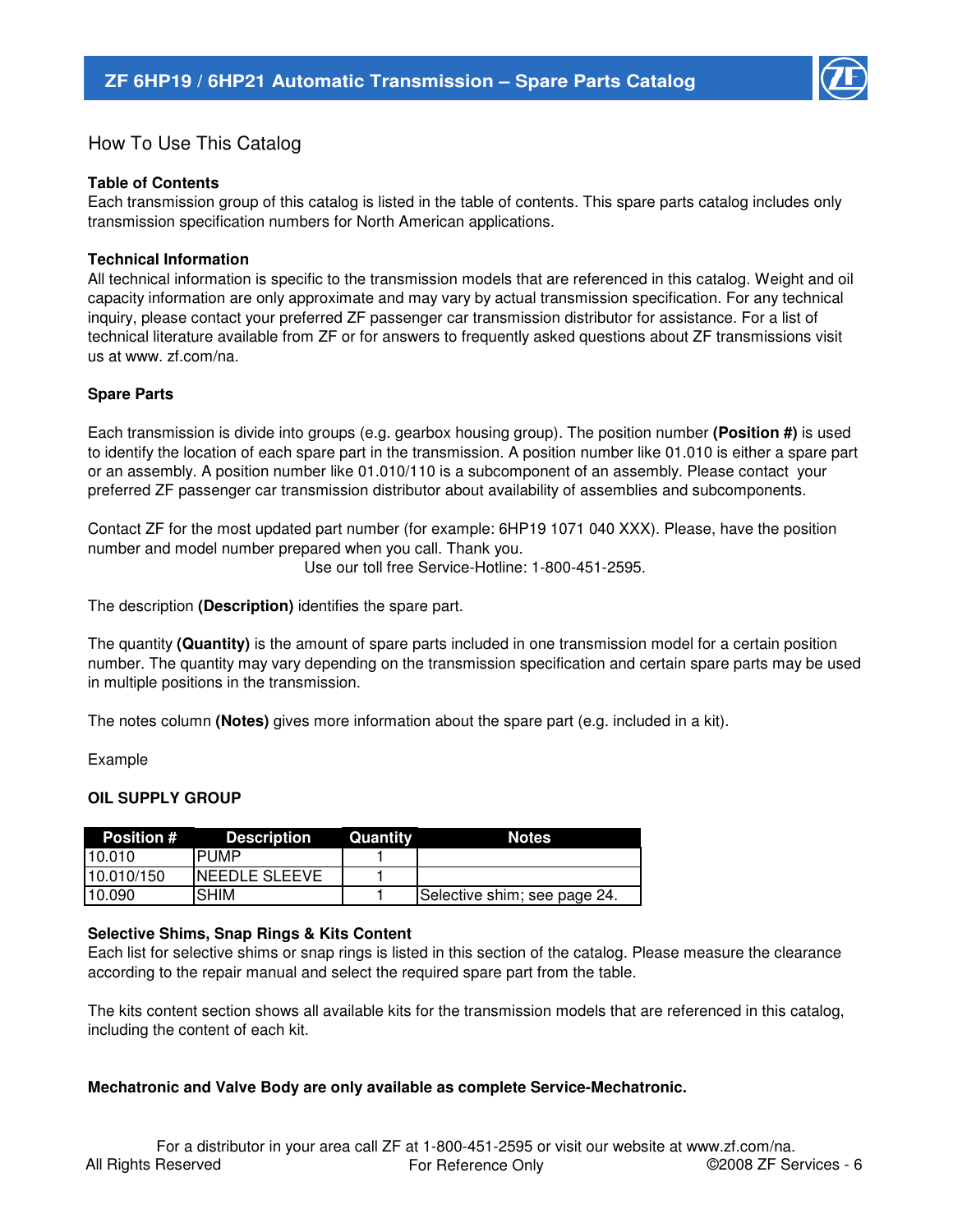## How To Use This Catalog

**Table of Contents**
Each transmission group of this catalog is listed in the table of contents. This spare parts catalog includes only transmission specification numbers for North American applications.

**Technical Information**
All technical information is specific to the transmission models that are referenced in this catalog. Weight and oil capacity information are only approximate and may vary by actual transmission specification. For any technical inquiry, please contact your preferred ZF passenger car transmission distributor for assistance. For a list of technical literature available from ZF or for answers to frequently asked questions about ZF transmissions visit us at www. zf.com/na.

**Spare Parts**

Each transmission is divide into groups (e.g. gearbox housing group). The position number **(Position #)** is used to identify the location of each spare part in the transmission. A position number like 01.010 is either a spare part or an assembly. A position number like 01.010/110 is a subcomponent of an assembly. Please contact your preferred ZF passenger car transmission distributor about availability of assemblies and subcomponents.

Contact ZF for the most updated part number (for example: 6HP19 1071 040 XXX). Please, have the position number and model number prepared when you call. Thank you.
Use our toll free Service-Hotline: 1-800-451-2595.

The description **(Description)** identifies the spare part.

The quantity **(Quantity)** is the amount of spare parts included in one transmission model for a certain position number. The quantity may vary depending on the transmission specification and certain spare parts may be used in multiple positions in the transmission.

The notes column **(Notes)** gives more information about the spare part (e.g. included in a kit).

Example

**OIL SUPPLY GROUP**

| Position # | Description | Quantity | Notes |
|---|---|---|---|
| 10.010 | PUMP | 1 | |
| 10.010/150 | NEEDLE SLEEVE | 1 | |
| 10.090 | SHIM | 1 | Selective shim; see page 24. |

**Selective Shims, Snap Rings & Kits Content**
Each list for selective shims or snap rings is listed in this section of the catalog. Please measure the clearance according to the repair manual and select the required spare part from the table.

The kits content section shows all available kits for the transmission models that are referenced in this catalog, including the content of each kit.

**Mechatronic and Valve Body are only available as complete Service-Mechatronic.**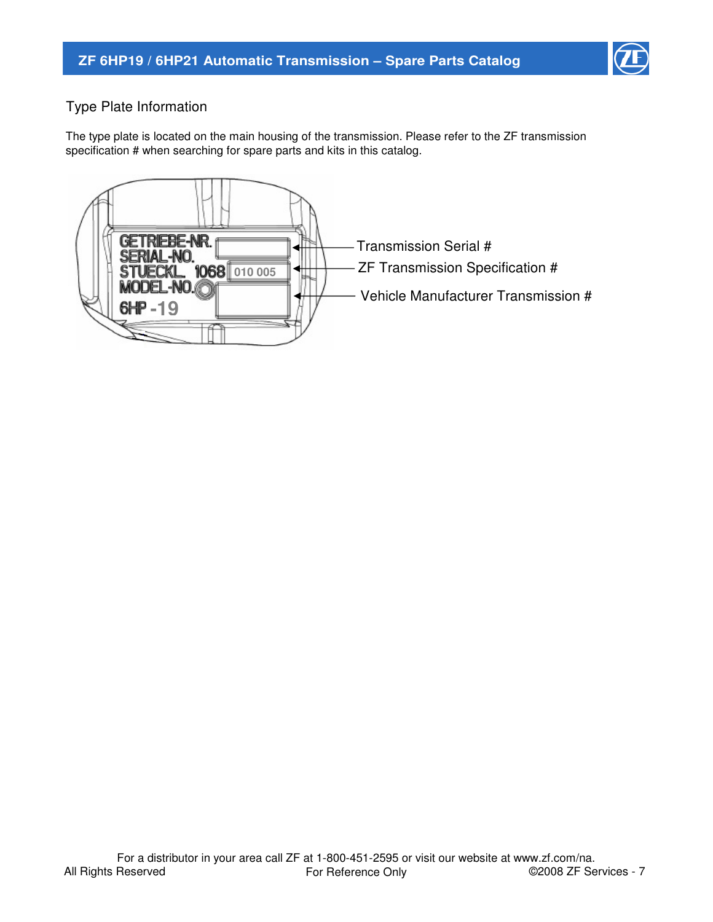## Type Plate Information

The type plate is located on the main housing of the transmission. Please refer to the ZF transmission specification # when searching for spare parts and kits in this catalog.

GETRIEBE-NR.
SERIAL-NO.
STUECKL. 1068 010 005
MODEL-NO.
6HP -19

Transmission Serial #

ZF Transmission Specification #

Vehicle Manufacturer Transmission #

For a distributor in your area call ZF at 1-800-451-2595 or visit our website at www.zf.com/na.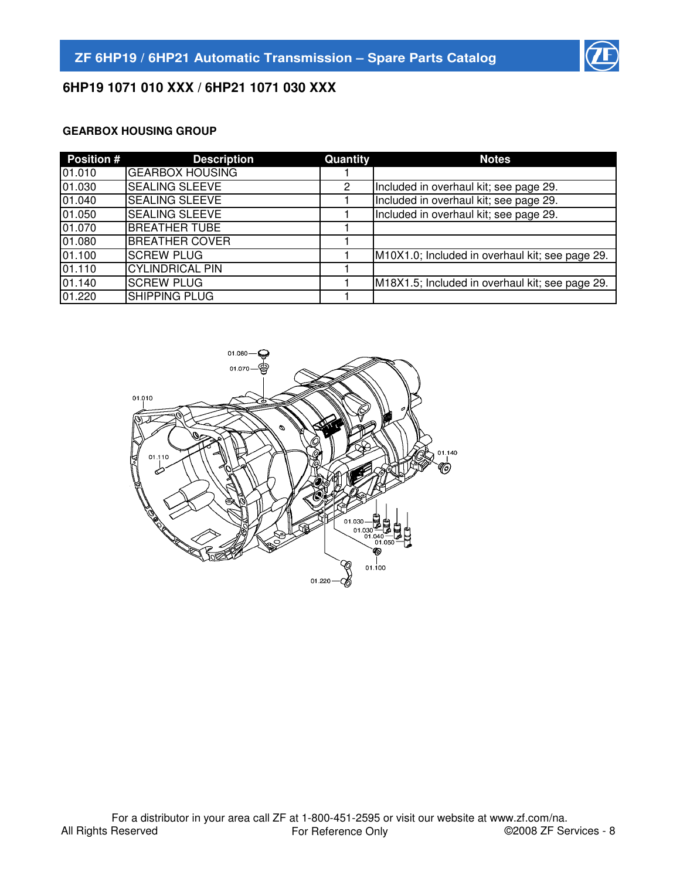## 6HP19 1071 010 XXX / 6HP21 1071 030 XXX

### GEARBOX HOUSING GROUP

| Position # | Description | Quantity | Notes |
|---|---|---|---|
| 01.010 | GEARBOX HOUSING | 1 | |
| 01.030 | SEALING SLEEVE | 2 | Included in overhaul kit; see page 29. |
| 01.040 | SEALING SLEEVE | 1 | Included in overhaul kit; see page 29. |
| 01.050 | SEALING SLEEVE | 1 | Included in overhaul kit; see page 29. |
| 01.070 | BREATHER TUBE | 1 | |
| 01.080 | BREATHER COVER | 1 | |
| 01.100 | SCREW PLUG | 1 | M10X1.0; Included in overhaul kit; see page 29. |
| 01.110 | CYLINDRICAL PIN | 1 | |
| 01.140 | SCREW PLUG | 1 | M18X1.5; Included in overhaul kit; see page 29. |
| 01.220 | SHIPPING PLUG | 1 | |

01.080
01.070
01.010
01.110
01.140
01.030
01.030
01.040
01.050
01.100
01.220

For a distributor in your area call ZF at 1-800-451-2595 or visit our website at www.zf.com/na.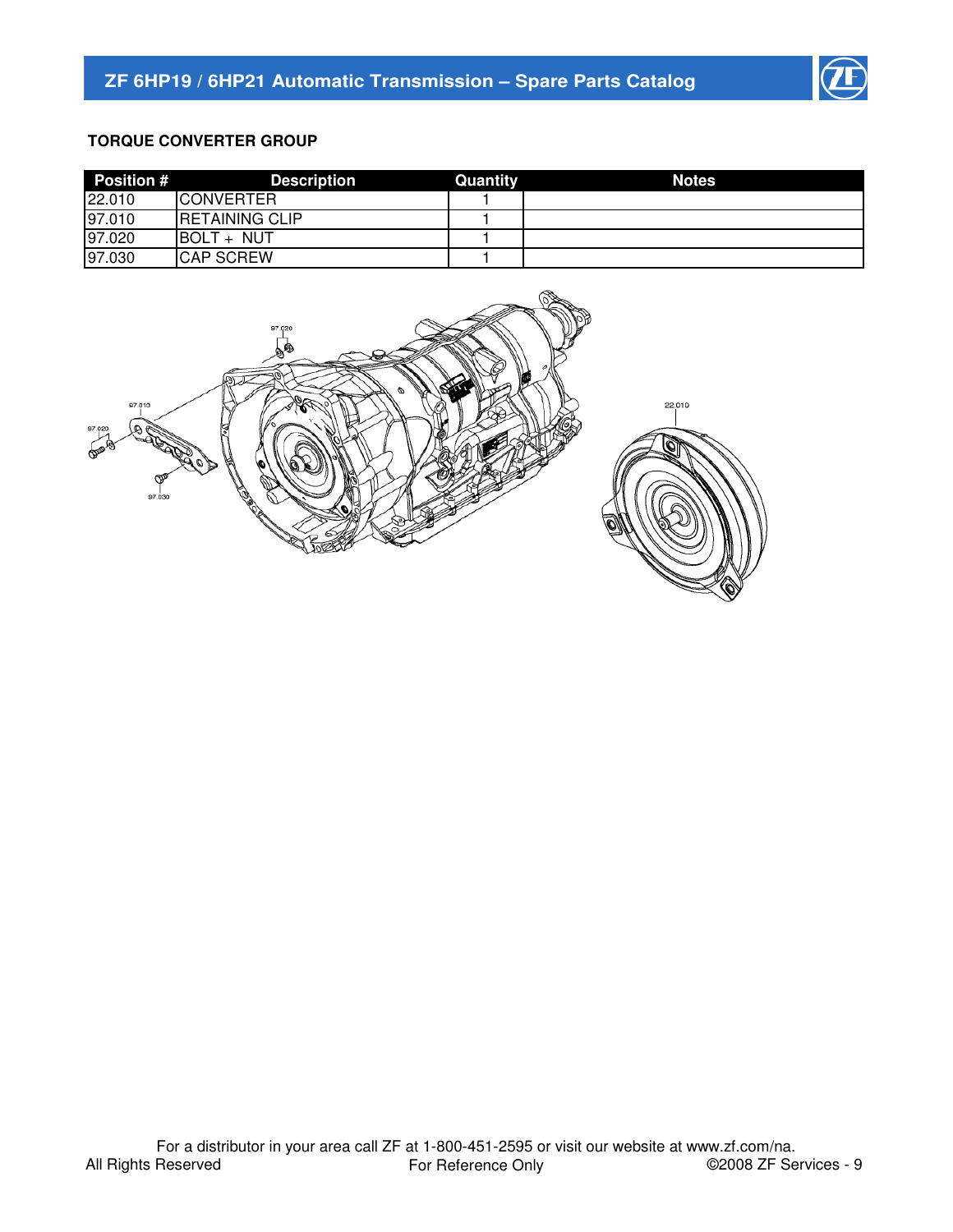### TORQUE CONVERTER GROUP

| Position # | Description | Quantity | Notes |
|---|---|---|---|
| 22.010 | CONVERTER | 1 | |
| 97.010 | RETAINING CLIP | 1 | |
| 97.020 | BOLT + NUT | 1 | |
| 97.030 | CAP SCREW | 1 | |

For a distributor in your area call ZF at 1-800-451-2595 or visit our website at www.zf.com/na.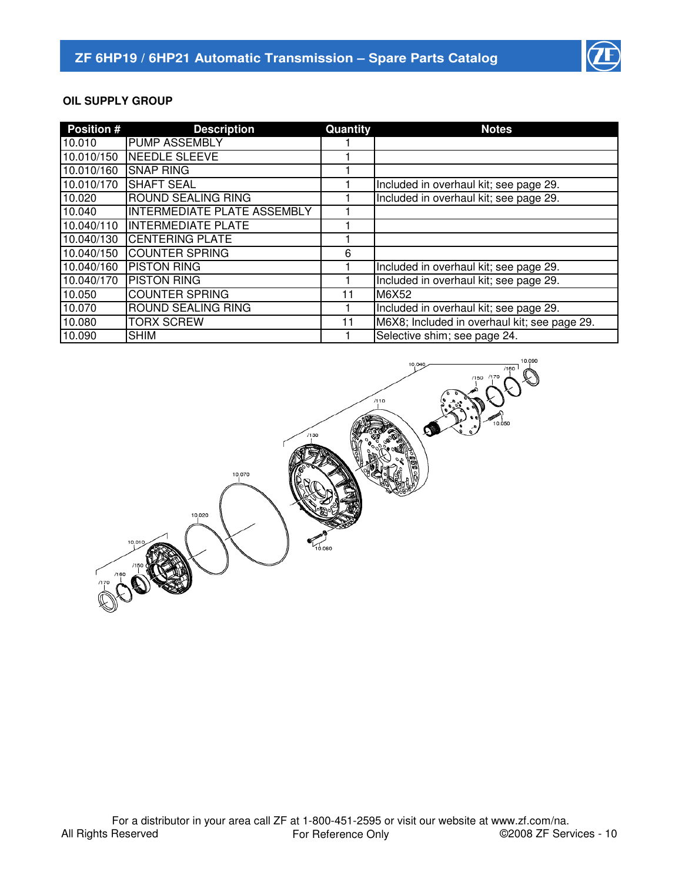**OIL SUPPLY GROUP**

| Position # | Description | Quantity | Notes |
|---|---|---|---|
| 10.010 | PUMP ASSEMBLY | 1 | |
| 10.010/150 | NEEDLE SLEEVE | 1 | |
| 10.010/160 | SNAP RING | 1 | |
| 10.010/170 | SHAFT SEAL | 1 | Included in overhaul kit; see page 29. |
| 10.020 | ROUND SEALING RING | 1 | Included in overhaul kit; see page 29. |
| 10.040 | INTERMEDIATE PLATE ASSEMBLY | 1 | |
| 10.040/110 | INTERMEDIATE PLATE | 1 | |
| 10.040/130 | CENTERING PLATE | 1 | |
| 10.040/150 | COUNTER SPRING | 6 | |
| 10.040/160 | PISTON RING | 1 | Included in overhaul kit; see page 29. |
| 10.040/170 | PISTON RING | 1 | Included in overhaul kit; see page 29. |
| 10.050 | COUNTER SPRING | 11 | M6X52 |
| 10.070 | ROUND SEALING RING | 1 | Included in overhaul kit; see page 29. |
| 10.080 | TORX SCREW | 11 | M6X8; Included in overhaul kit; see page 29. |
| 10.090 | SHIM | 1 | Selective shim; see page 24. |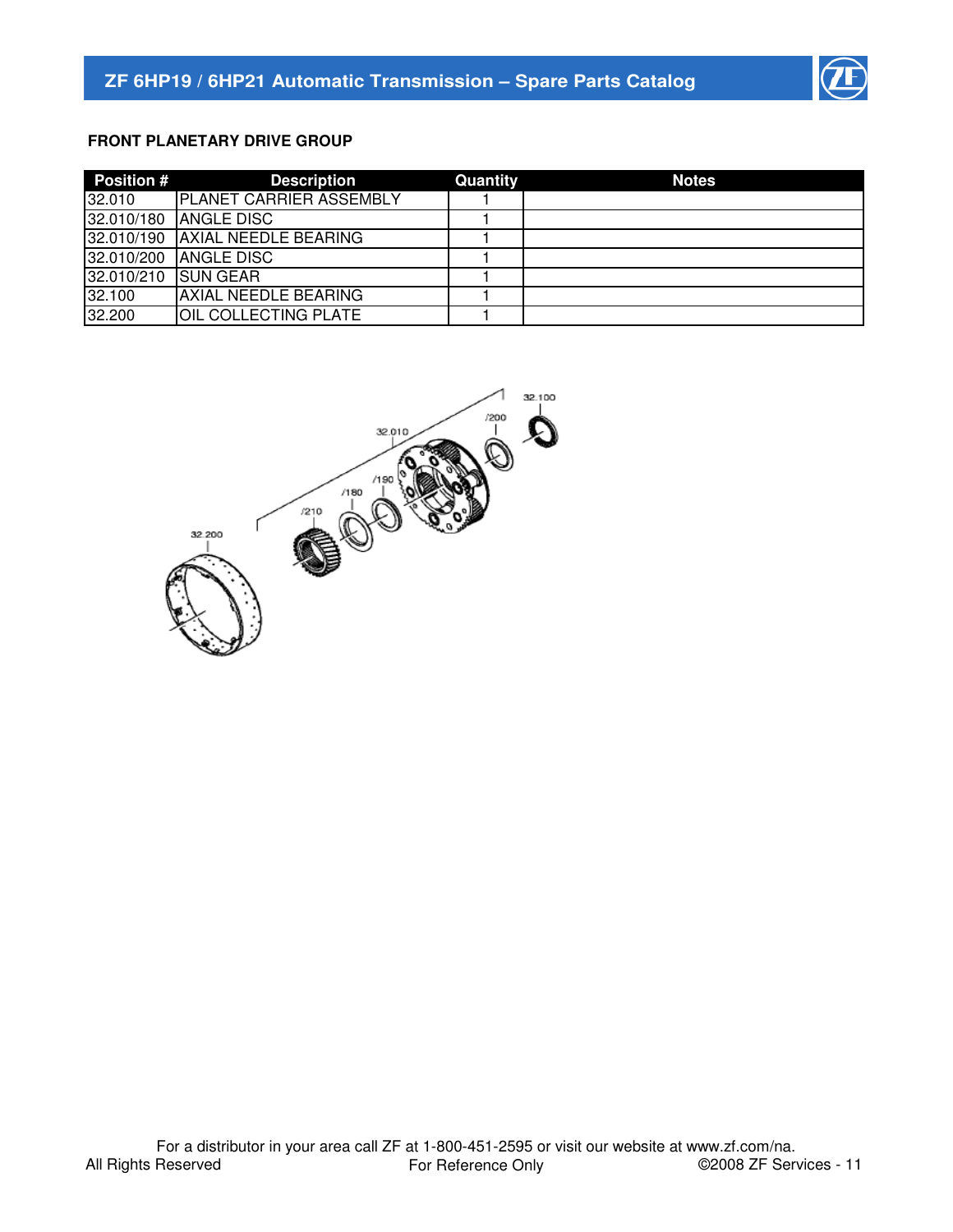## FRONT PLANETARY DRIVE GROUP

| Position # | Description | Quantity | Notes |
|---|---|---|---|
| 32.010 | PLANET CARRIER ASSEMBLY | 1 | |
| 32.010/180 | ANGLE DISC | 1 | |
| 32.010/190 | AXIAL NEEDLE BEARING | 1 | |
| 32.010/200 | ANGLE DISC | 1 | |
| 32.010/210 | SUN GEAR | 1 | |
| 32.100 | AXIAL NEEDLE BEARING | 1 | |
| 32.200 | OIL COLLECTING PLATE | 1 | |

For a distributor in your area call ZF at 1-800-451-2595 or visit our website at www.zf.com/na.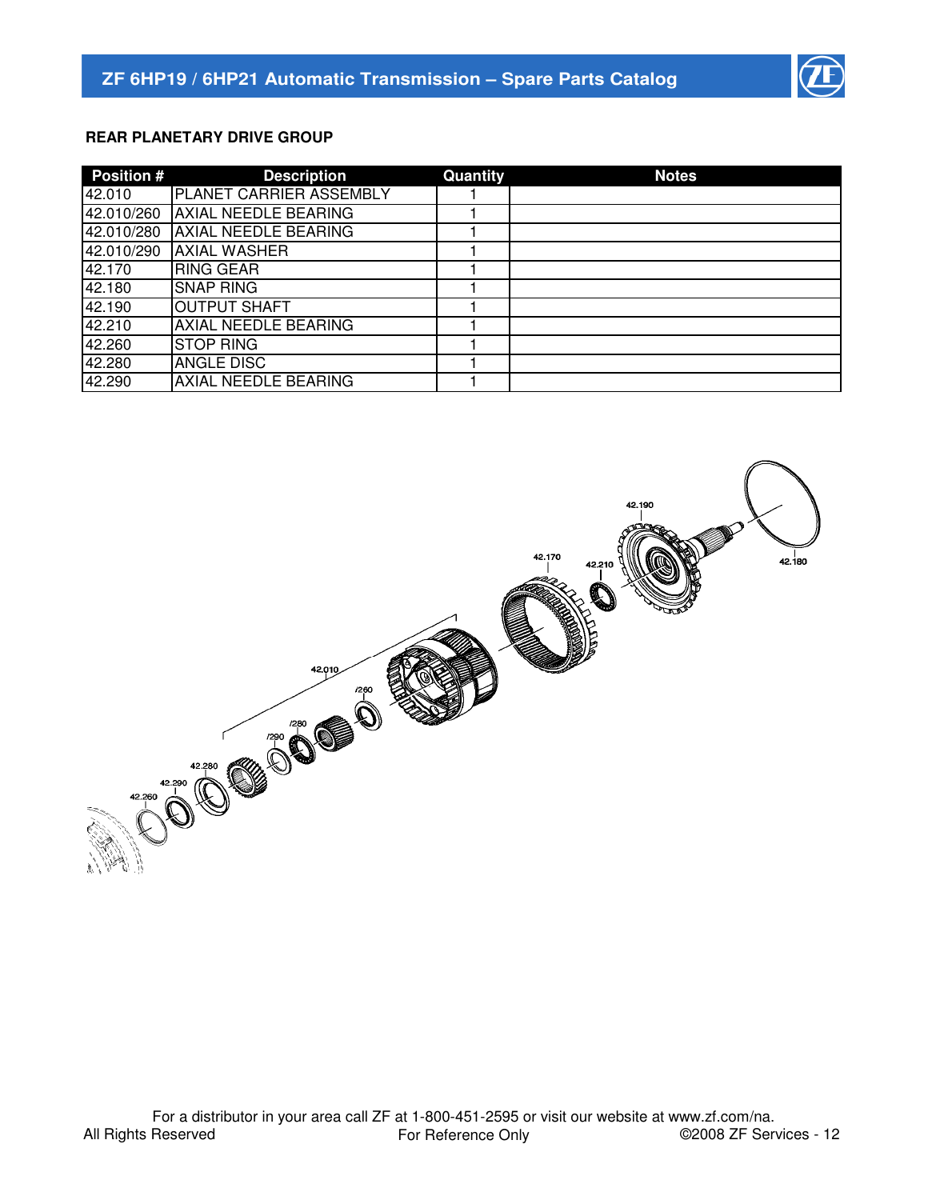## REAR PLANETARY DRIVE GROUP

| Position # | Description | Quantity | Notes |
|---|---|---|---|
| 42.010 | PLANET CARRIER ASSEMBLY | 1 | |
| 42.010/260 | AXIAL NEEDLE BEARING | 1 | |
| 42.010/280 | AXIAL NEEDLE BEARING | 1 | |
| 42.010/290 | AXIAL WASHER | 1 | |
| 42.170 | RING GEAR | 1 | |
| 42.180 | SNAP RING | 1 | |
| 42.190 | OUTPUT SHAFT | 1 | |
| 42.210 | AXIAL NEEDLE BEARING | 1 | |
| 42.260 | STOP RING | 1 | |
| 42.280 | ANGLE DISC | 1 | |
| 42.290 | AXIAL NEEDLE BEARING | 1 | |

For a distributor in your area call ZF at 1-800-451-2595 or visit our website at www.zf.com/na.

All Rights Reserved — For Reference Only — ©2008 ZF Services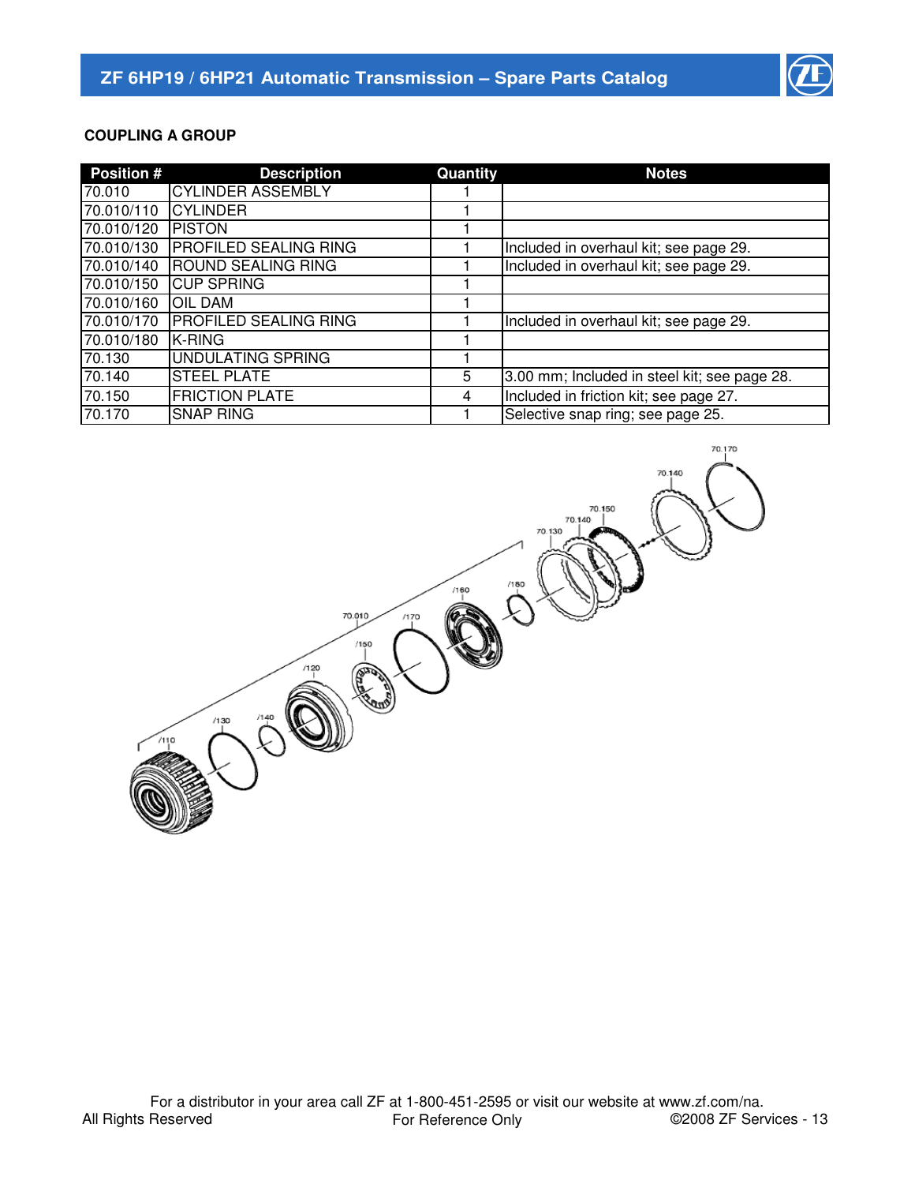## COUPLING A GROUP

| Position # | Description | Quantity | Notes |
|---|---|---|---|
| 70.010 | CYLINDER ASSEMBLY | 1 | |
| 70.010/110 | CYLINDER | 1 | |
| 70.010/120 | PISTON | 1 | |
| 70.010/130 | PROFILED SEALING RING | 1 | Included in overhaul kit; see page 29. |
| 70.010/140 | ROUND SEALING RING | 1 | Included in overhaul kit; see page 29. |
| 70.010/150 | CUP SPRING | 1 | |
| 70.010/160 | OIL DAM | 1 | |
| 70.010/170 | PROFILED SEALING RING | 1 | Included in overhaul kit; see page 29. |
| 70.010/180 | K-RING | 1 | |
| 70.130 | UNDULATING SPRING | 1 | |
| 70.140 | STEEL PLATE | 5 | 3.00 mm; Included in steel kit; see page 28. |
| 70.150 | FRICTION PLATE | 4 | Included in friction kit; see page 27. |
| 70.170 | SNAP RING | 1 | Selective snap ring; see page 25. |

For a distributor in your area call ZF at 1-800-451-2595 or visit our website at www.zf.com/na.

All Rights Reserved — For Reference Only — ©2008 ZF Services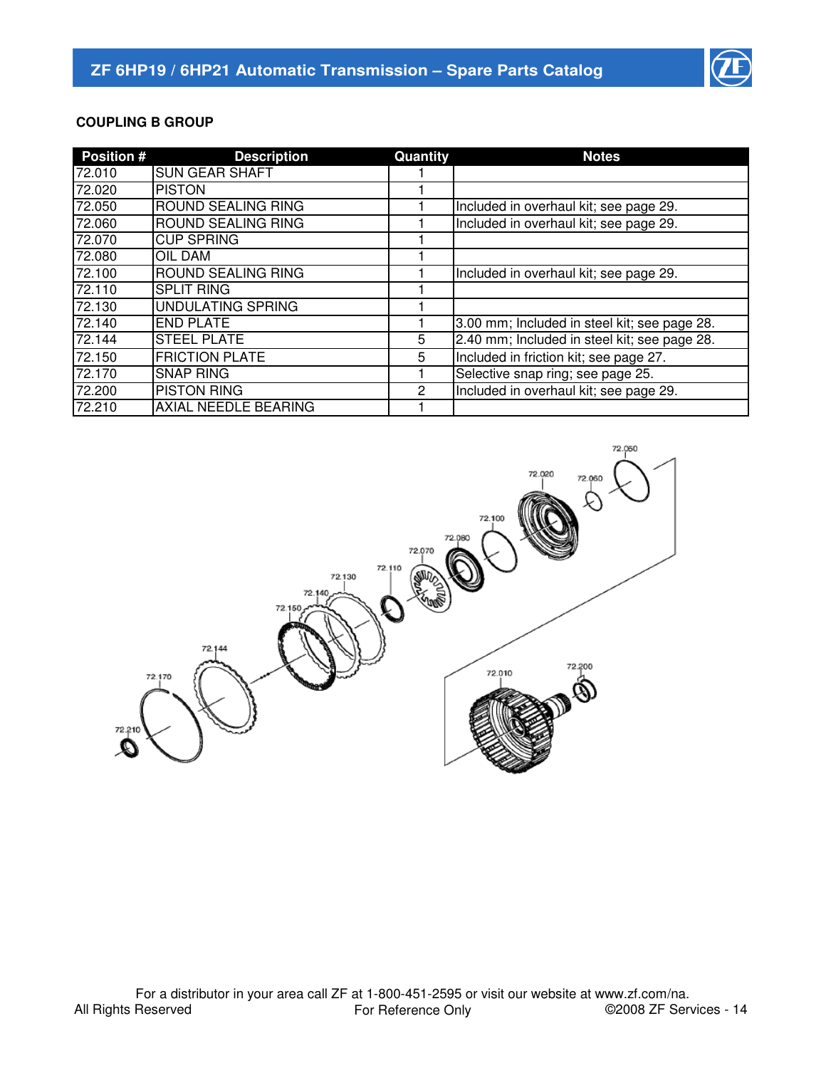## COUPLING B GROUP

| Position # | Description | Quantity | Notes |
|---|---|---|---|
| 72.010 | SUN GEAR SHAFT | 1 | |
| 72.020 | PISTON | 1 | |
| 72.050 | ROUND SEALING RING | 1 | Included in overhaul kit; see page 29. |
| 72.060 | ROUND SEALING RING | 1 | Included in overhaul kit; see page 29. |
| 72.070 | CUP SPRING | 1 | |
| 72.080 | OIL DAM | 1 | |
| 72.100 | ROUND SEALING RING | 1 | Included in overhaul kit; see page 29. |
| 72.110 | SPLIT RING | 1 | |
| 72.130 | UNDULATING SPRING | 1 | |
| 72.140 | END PLATE | 1 | 3.00 mm; Included in steel kit; see page 28. |
| 72.144 | STEEL PLATE | 5 | 2.40 mm; Included in steel kit; see page 28. |
| 72.150 | FRICTION PLATE | 5 | Included in friction kit; see page 27. |
| 72.170 | SNAP RING | 1 | Selective snap ring; see page 25. |
| 72.200 | PISTON RING | 2 | Included in overhaul kit; see page 29. |
| 72.210 | AXIAL NEEDLE BEARING | 1 | |

For a distributor in your area call ZF at 1-800-451-2595 or visit our website at www.zf.com/na.

All Rights Reserved — For Reference Only — ©2008 ZF Services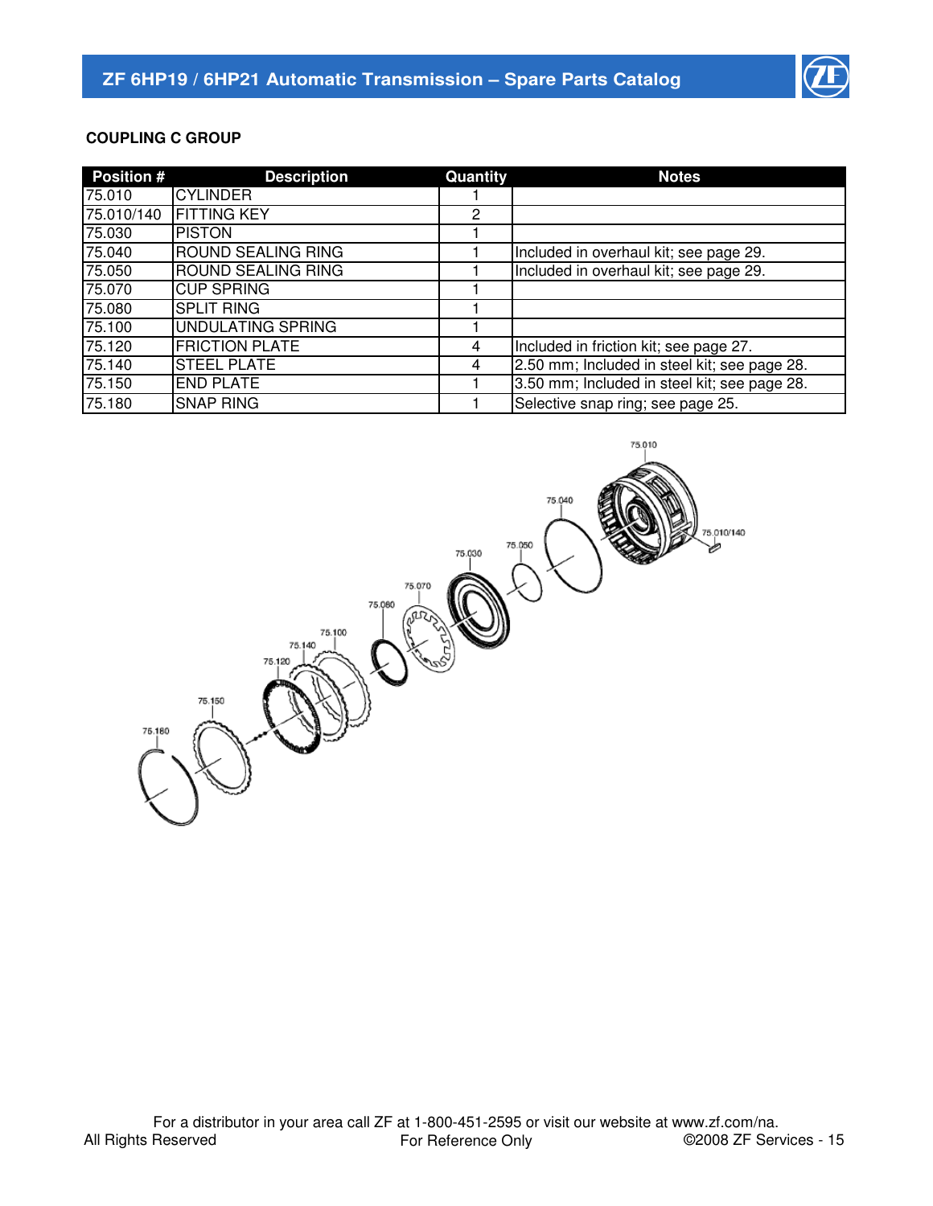## COUPLING C GROUP

| Position # | Description | Quantity | Notes |
|---|---|---|---|
| 75.010 | CYLINDER | 1 | |
| 75.010/140 | FITTING KEY | 2 | |
| 75.030 | PISTON | 1 | |
| 75.040 | ROUND SEALING RING | 1 | Included in overhaul kit; see page 29. |
| 75.050 | ROUND SEALING RING | 1 | Included in overhaul kit; see page 29. |
| 75.070 | CUP SPRING | 1 | |
| 75.080 | SPLIT RING | 1 | |
| 75.100 | UNDULATING SPRING | 1 | |
| 75.120 | FRICTION PLATE | 4 | Included in friction kit; see page 27. |
| 75.140 | STEEL PLATE | 4 | 2.50 mm; Included in steel kit; see page 28. |
| 75.150 | END PLATE | 1 | 3.50 mm; Included in steel kit; see page 28. |
| 75.180 | SNAP RING | 1 | Selective snap ring; see page 25. |

For a distributor in your area call ZF at 1-800-451-2595 or visit our website at www.zf.com/na.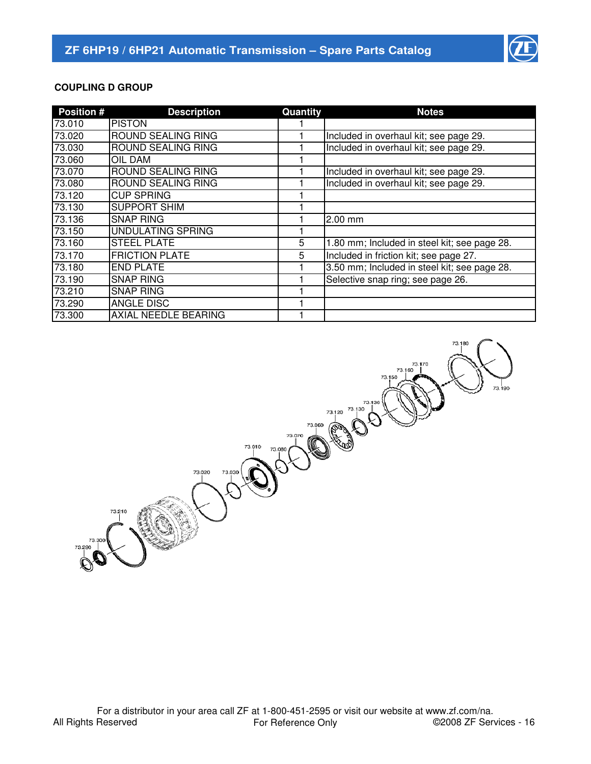## COUPLING D GROUP

| Position # | Description | Quantity | Notes |
|---|---|---|---|
| 73.010 | PISTON | 1 | |
| 73.020 | ROUND SEALING RING | 1 | Included in overhaul kit; see page 29. |
| 73.030 | ROUND SEALING RING | 1 | Included in overhaul kit; see page 29. |
| 73.060 | OIL DAM | 1 | |
| 73.070 | ROUND SEALING RING | 1 | Included in overhaul kit; see page 29. |
| 73.080 | ROUND SEALING RING | 1 | Included in overhaul kit; see page 29. |
| 73.120 | CUP SPRING | 1 | |
| 73.130 | SUPPORT SHIM | 1 | |
| 73.136 | SNAP RING | 1 | 2.00 mm |
| 73.150 | UNDULATING SPRING | 1 | |
| 73.160 | STEEL PLATE | 5 | 1.80 mm; Included in steel kit; see page 28. |
| 73.170 | FRICTION PLATE | 5 | Included in friction kit; see page 27. |
| 73.180 | END PLATE | 1 | 3.50 mm; Included in steel kit; see page 28. |
| 73.190 | SNAP RING | 1 | Selective snap ring; see page 26. |
| 73.210 | SNAP RING | 1 | |
| 73.290 | ANGLE DISC | 1 | |
| 73.300 | AXIAL NEEDLE BEARING | 1 | |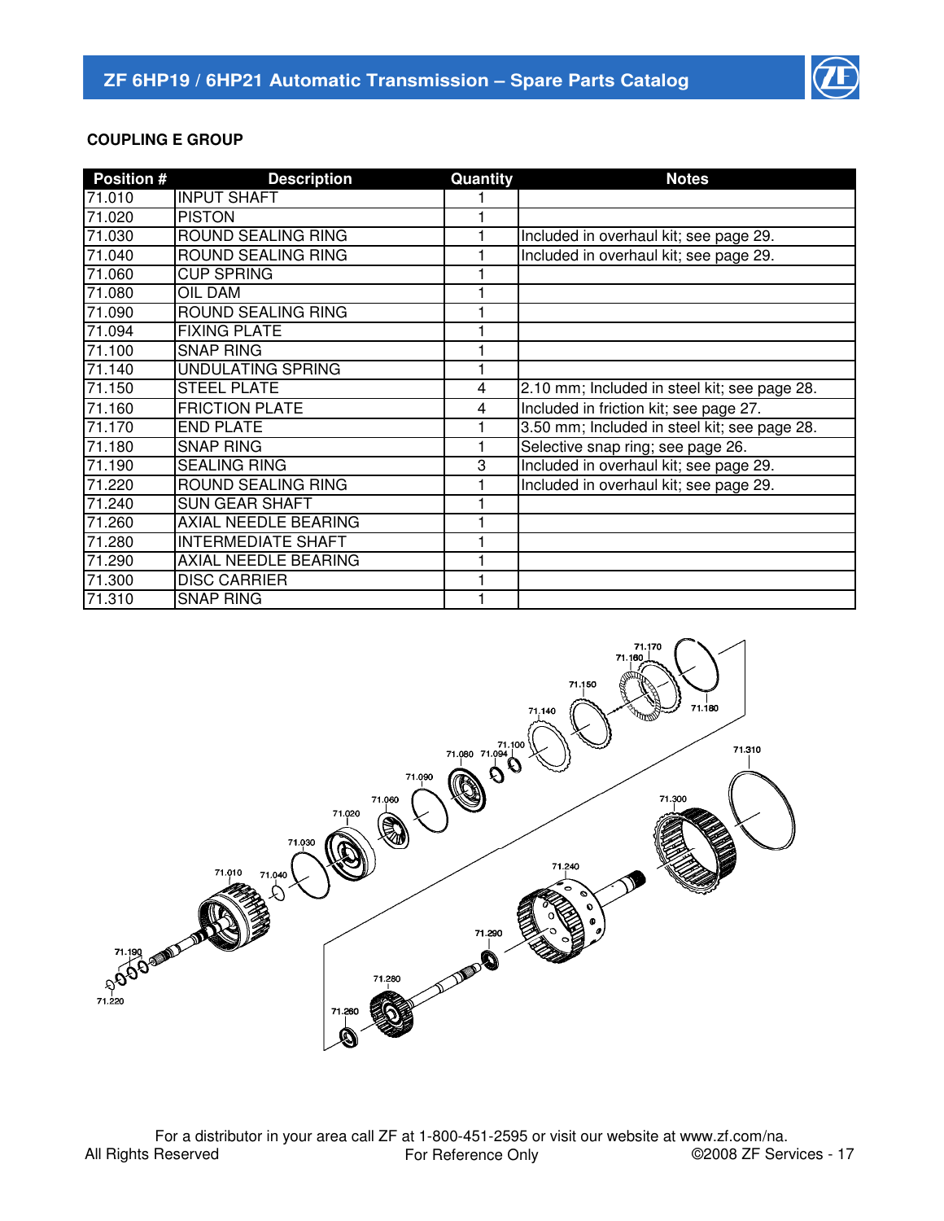## COUPLING E GROUP

| Position # | Description | Quantity | Notes |
|---|---|---|---|
| 71.010 | INPUT SHAFT | 1 | |
| 71.020 | PISTON | 1 | |
| 71.030 | ROUND SEALING RING | 1 | Included in overhaul kit; see page 29. |
| 71.040 | ROUND SEALING RING | 1 | Included in overhaul kit; see page 29. |
| 71.060 | CUP SPRING | 1 | |
| 71.080 | OIL DAM | 1 | |
| 71.090 | ROUND SEALING RING | 1 | |
| 71.094 | FIXING PLATE | 1 | |
| 71.100 | SNAP RING | 1 | |
| 71.140 | UNDULATING SPRING | 1 | |
| 71.150 | STEEL PLATE | 4 | 2.10 mm; Included in steel kit; see page 28. |
| 71.160 | FRICTION PLATE | 4 | Included in friction kit; see page 27. |
| 71.170 | END PLATE | 1 | 3.50 mm; Included in steel kit; see page 28. |
| 71.180 | SNAP RING | 1 | Selective snap ring; see page 26. |
| 71.190 | SEALING RING | 3 | Included in overhaul kit; see page 29. |
| 71.220 | ROUND SEALING RING | 1 | Included in overhaul kit; see page 29. |
| 71.240 | SUN GEAR SHAFT | 1 | |
| 71.260 | AXIAL NEEDLE BEARING | 1 | |
| 71.280 | INTERMEDIATE SHAFT | 1 | |
| 71.290 | AXIAL NEEDLE BEARING | 1 | |
| 71.300 | DISC CARRIER | 1 | |
| 71.310 | SNAP RING | 1 | |

For a distributor in your area call ZF at 1-800-451-2595 or visit our website at www.zf.com/na.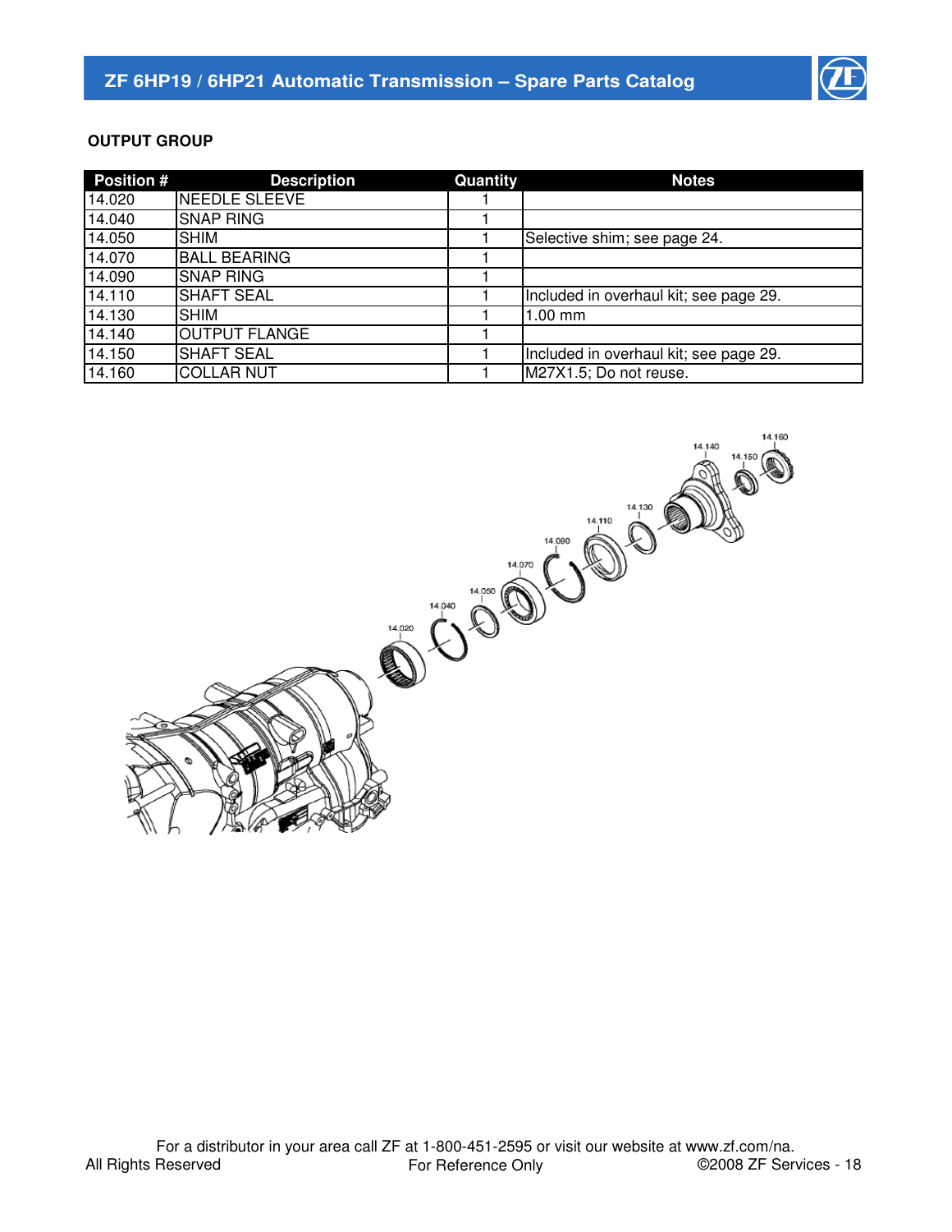## OUTPUT GROUP

| Position # | Description | Quantity | Notes |
|---|---|---|---|
| 14.020 | NEEDLE SLEEVE | 1 | |
| 14.040 | SNAP RING | 1 | |
| 14.050 | SHIM | 1 | Selective shim; see page 24. |
| 14.070 | BALL BEARING | 1 | |
| 14.090 | SNAP RING | 1 | |
| 14.110 | SHAFT SEAL | 1 | Included in overhaul kit; see page 29. |
| 14.130 | SHIM | 1 | 1.00 mm |
| 14.140 | OUTPUT FLANGE | 1 | |
| 14.150 | SHAFT SEAL | 1 | Included in overhaul kit; see page 29. |
| 14.160 | COLLAR NUT | 1 | M27X1.5; Do not reuse. |

For a distributor in your area call ZF at 1-800-451-2595 or visit our website at www.zf.com/na.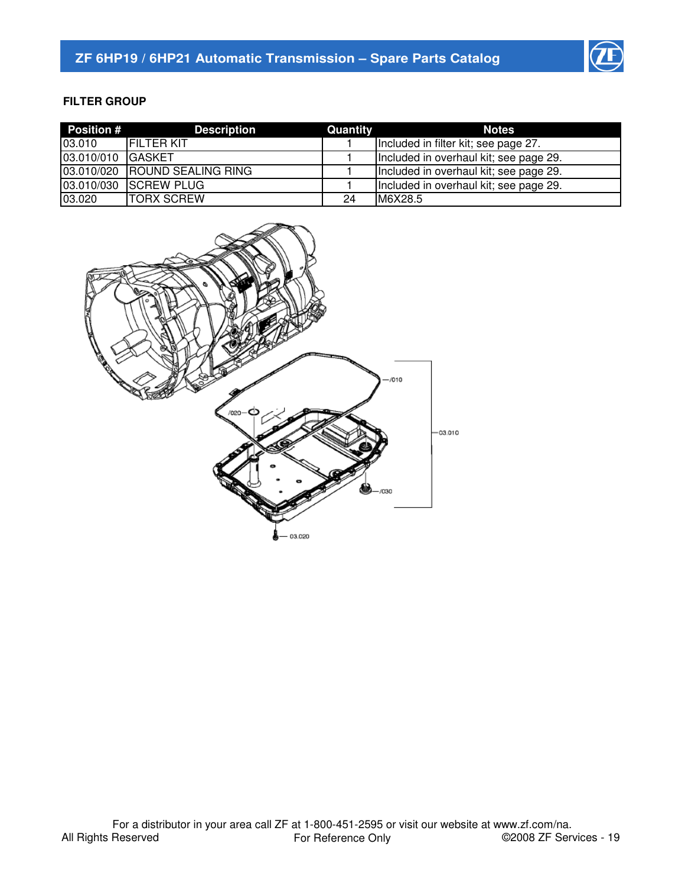## FILTER GROUP

| Position # | Description | Quantity | Notes |
|---|---|---|---|
| 03.010 | FILTER KIT | 1 | Included in filter kit; see page 27. |
| 03.010/010 | GASKET | 1 | Included in overhaul kit; see page 29. |
| 03.010/020 | ROUND SEALING RING | 1 | Included in overhaul kit; see page 29. |
| 03.010/030 | SCREW PLUG | 1 | Included in overhaul kit; see page 29. |
| 03.020 | TORX SCREW | 24 | M6X28.5 |

For a distributor in your area call ZF at 1-800-451-2595 or visit our website at www.zf.com/na.

All Rights Reserved — For Reference Only — ©2008 ZF Services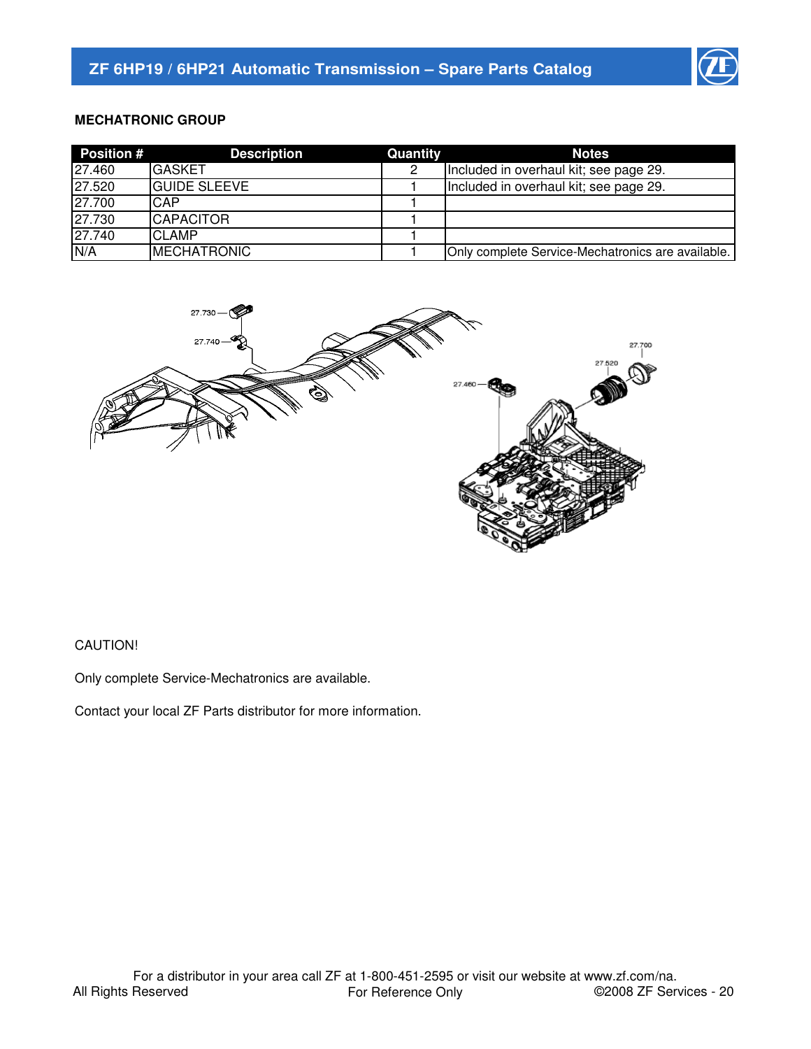## MECHATRONIC GROUP

| Position # | Description | Quantity | Notes |
|---|---|---|---|
| 27.460 | GASKET | 2 | Included in overhaul kit; see page 29. |
| 27.520 | GUIDE SLEEVE | 1 | Included in overhaul kit; see page 29. |
| 27.700 | CAP | 1 | |
| 27.730 | CAPACITOR | 1 | |
| 27.740 | CLAMP | 1 | |
| N/A | MECHATRONIC | 1 | Only complete Service-Mechatronics are available. |

CAUTION!

Only complete Service-Mechatronics are available.

Contact your local ZF Parts distributor for more information.

For a distributor in your area call ZF at 1-800-451-2595 or visit our website at www.zf.com/na.

All Rights Reserved — For Reference Only — ©2008 ZF Services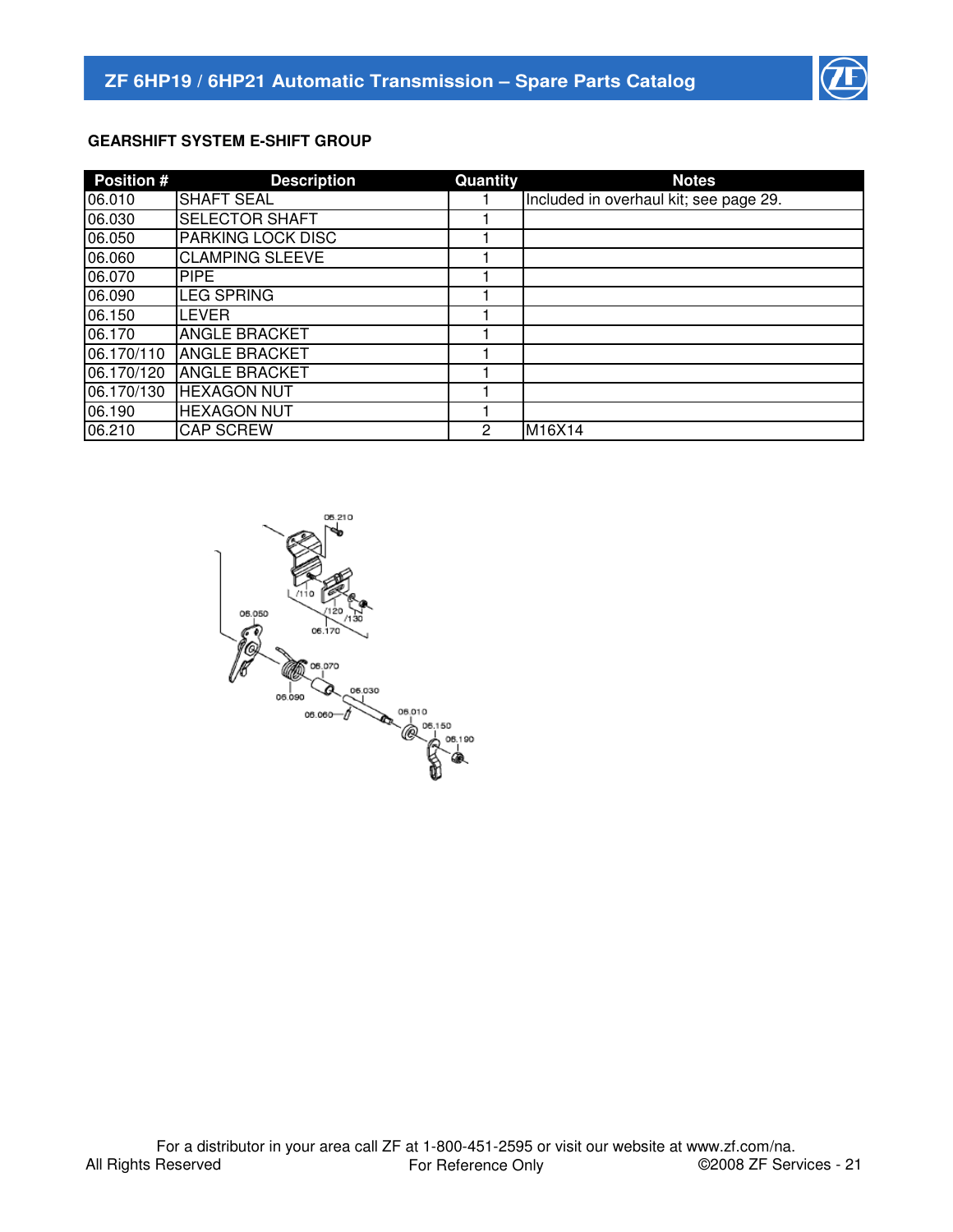## GEARSHIFT SYSTEM E-SHIFT GROUP

| Position # | Description | Quantity | Notes |
|---|---|---|---|
| 06.010 | SHAFT SEAL | 1 | Included in overhaul kit; see page 29. |
| 06.030 | SELECTOR SHAFT | 1 | |
| 06.050 | PARKING LOCK DISC | 1 | |
| 06.060 | CLAMPING SLEEVE | 1 | |
| 06.070 | PIPE | 1 | |
| 06.090 | LEG SPRING | 1 | |
| 06.150 | LEVER | 1 | |
| 06.170 | ANGLE BRACKET | 1 | |
| 06.170/110 | ANGLE BRACKET | 1 | |
| 06.170/120 | ANGLE BRACKET | 1 | |
| 06.170/130 | HEXAGON NUT | 1 | |
| 06.190 | HEXAGON NUT | 1 | |
| 06.210 | CAP SCREW | 2 | M16X14 |

For a distributor in your area call ZF at 1-800-451-2595 or visit our website at www.zf.com/na.

All Rights Reserved — For Reference Only — ©2008 ZF Services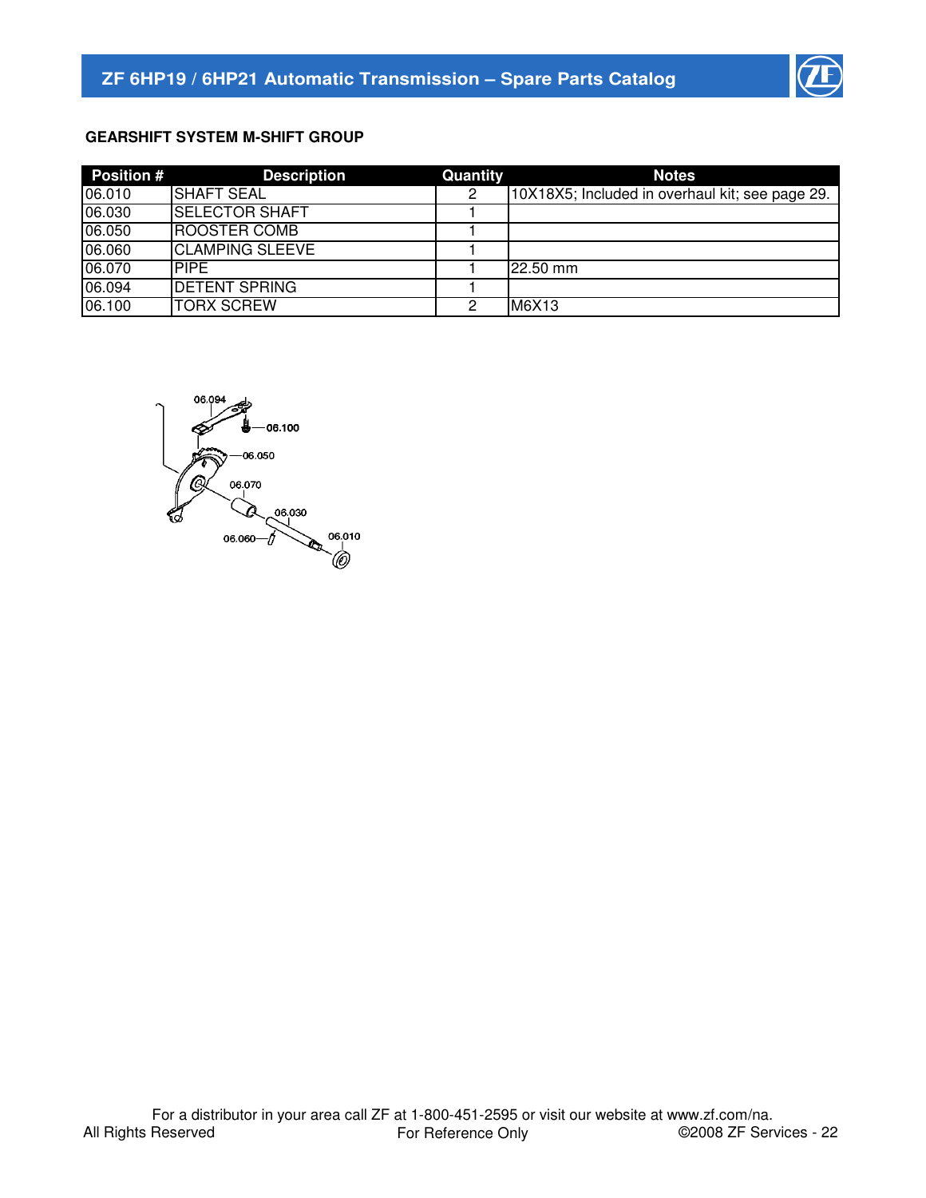### GEARSHIFT SYSTEM M-SHIFT GROUP

| Position # | Description | Quantity | Notes |
|---|---|---|---|
| 06.010 | SHAFT SEAL | 2 | 10X18X5; Included in overhaul kit; see page 29. |
| 06.030 | SELECTOR SHAFT | 1 | |
| 06.050 | ROOSTER COMB | 1 | |
| 06.060 | CLAMPING SLEEVE | 1 | |
| 06.070 | PIPE | 1 | 22.50 mm |
| 06.094 | DETENT SPRING | 1 | |
| 06.100 | TORX SCREW | 2 | M6X13 |

For a distributor in your area call ZF at 1-800-451-2595 or visit our website at www.zf.com/na.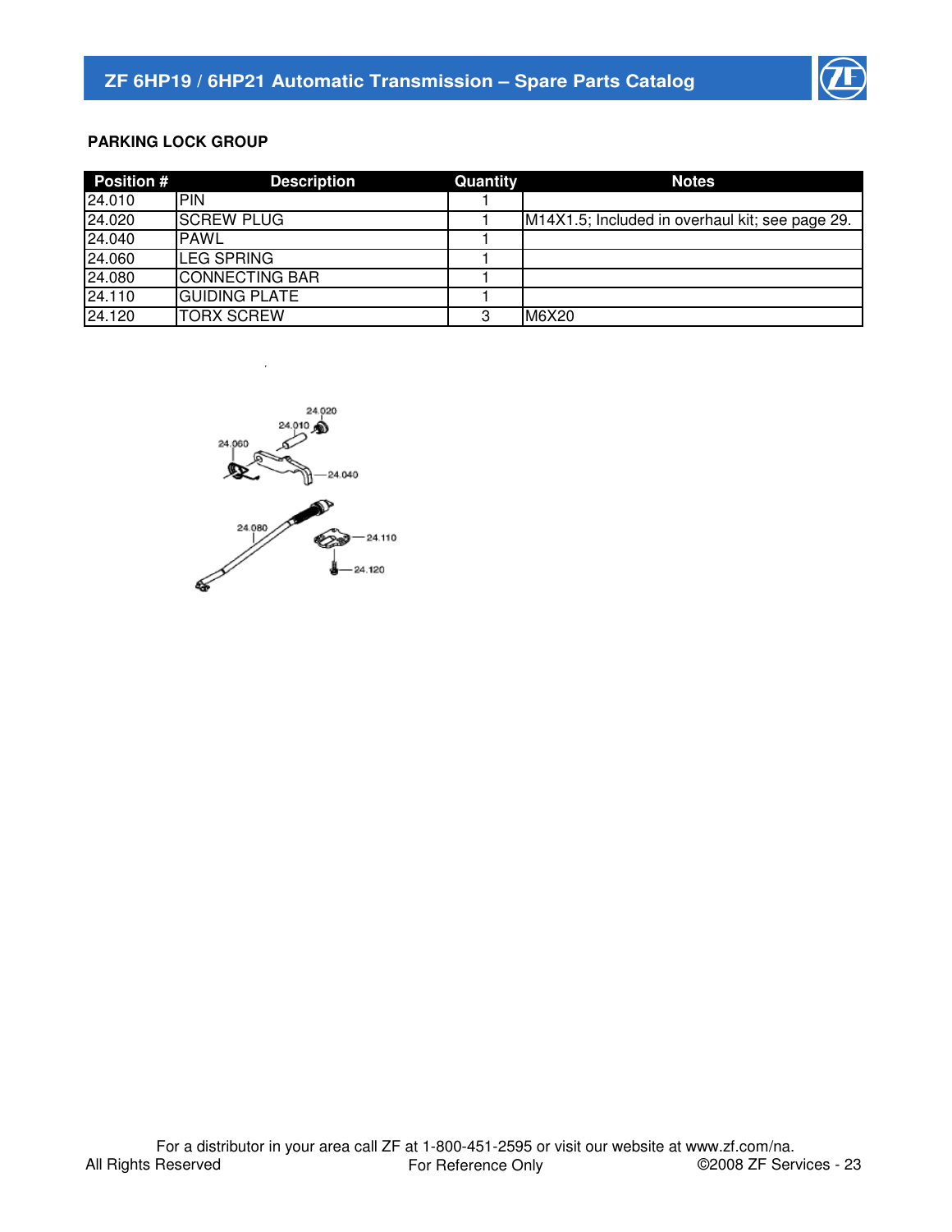## PARKING LOCK GROUP

| Position # | Description | Quantity | Notes |
|---|---|---|---|
| 24.010 | PIN | 1 | |
| 24.020 | SCREW PLUG | 1 | M14X1.5; Included in overhaul kit; see page 29. |
| 24.040 | PAWL | 1 | |
| 24.060 | LEG SPRING | 1 | |
| 24.080 | CONNECTING BAR | 1 | |
| 24.110 | GUIDING PLATE | 1 | |
| 24.120 | TORX SCREW | 3 | M6X20 |

For a distributor in your area call ZF at 1-800-451-2595 or visit our website at www.zf.com/na.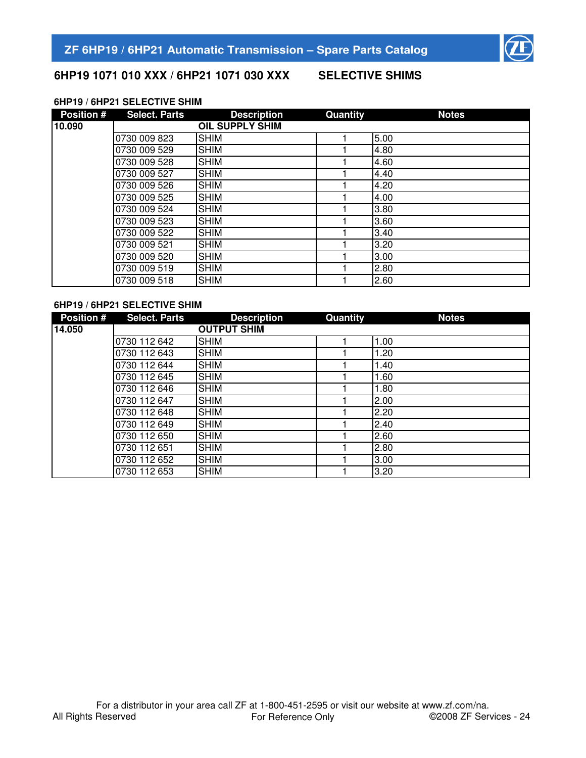## 6HP19 1071 010 XXX / 6HP21 1071 030 XXX SELECTIVE SHIMS

### 6HP19 / 6HP21 SELECTIVE SHIM

| Position # | Select. Parts | Description | Quantity | Notes |
|---|---|---|---|---|
| 10.090 | | OIL SUPPLY SHIM | | |
| | 0730 009 823 | SHIM | 1 | 5.00 |
| | 0730 009 529 | SHIM | 1 | 4.80 |
| | 0730 009 528 | SHIM | 1 | 4.60 |
| | 0730 009 527 | SHIM | 1 | 4.40 |
| | 0730 009 526 | SHIM | 1 | 4.20 |
| | 0730 009 525 | SHIM | 1 | 4.00 |
| | 0730 009 524 | SHIM | 1 | 3.80 |
| | 0730 009 523 | SHIM | 1 | 3.60 |
| | 0730 009 522 | SHIM | 1 | 3.40 |
| | 0730 009 521 | SHIM | 1 | 3.20 |
| | 0730 009 520 | SHIM | 1 | 3.00 |
| | 0730 009 519 | SHIM | 1 | 2.80 |
| | 0730 009 518 | SHIM | 1 | 2.60 |

### 6HP19 / 6HP21 SELECTIVE SHIM

| Position # | Select. Parts | Description | Quantity | Notes |
|---|---|---|---|---|
| 14.050 | | OUTPUT SHIM | | |
| | 0730 112 642 | SHIM | 1 | 1.00 |
| | 0730 112 643 | SHIM | 1 | 1.20 |
| | 0730 112 644 | SHIM | 1 | 1.40 |
| | 0730 112 645 | SHIM | 1 | 1.60 |
| | 0730 112 646 | SHIM | 1 | 1.80 |
| | 0730 112 647 | SHIM | 1 | 2.00 |
| | 0730 112 648 | SHIM | 1 | 2.20 |
| | 0730 112 649 | SHIM | 1 | 2.40 |
| | 0730 112 650 | SHIM | 1 | 2.60 |
| | 0730 112 651 | SHIM | 1 | 2.80 |
| | 0730 112 652 | SHIM | 1 | 3.00 |
| | 0730 112 653 | SHIM | 1 | 3.20 |

For a distributor in your area call ZF at 1-800-451-2595 or visit our website at www.zf.com/na.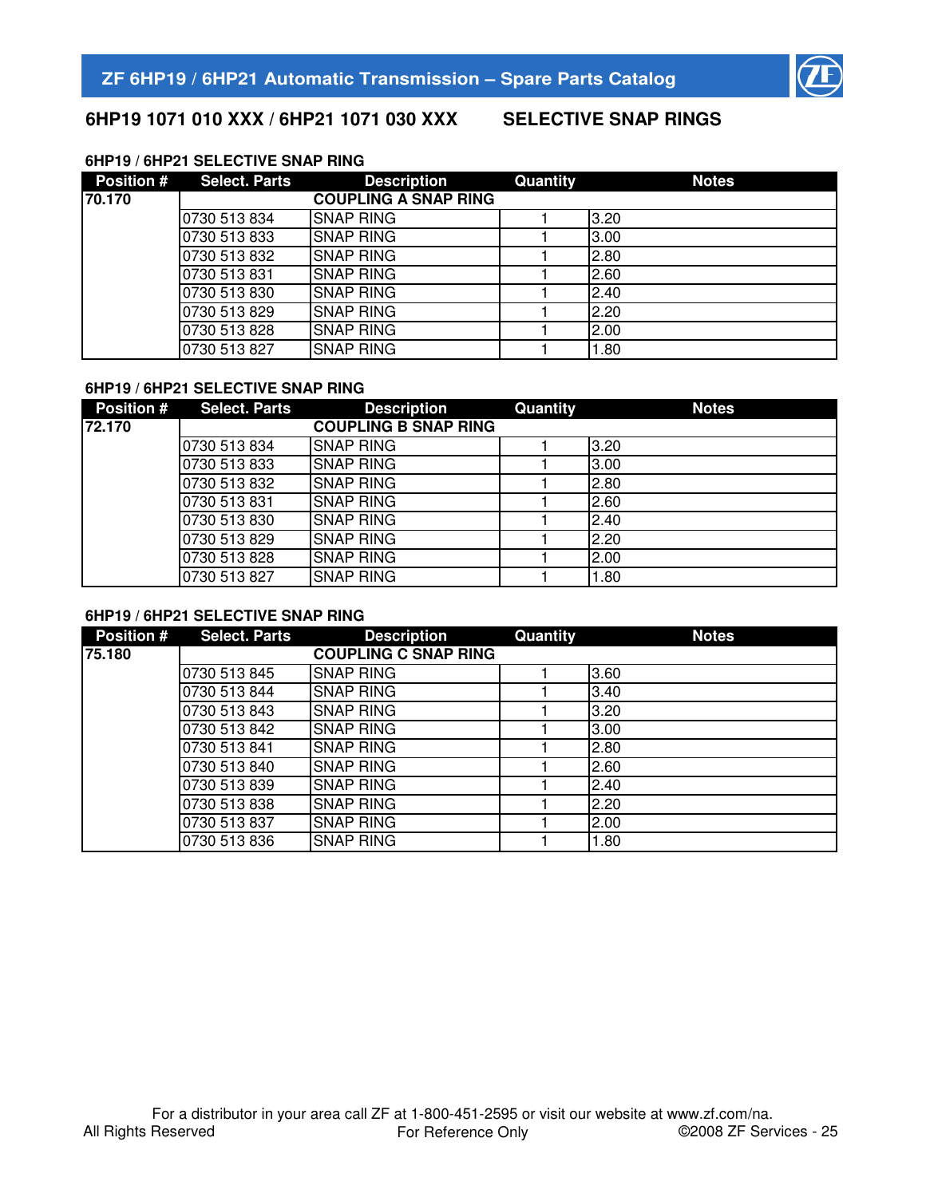## 6HP19 1071 010 XXX / 6HP21 1071 030 XXX SELECTIVE SNAP RINGS

### 6HP19 / 6HP21 SELECTIVE SNAP RING

| Position # | Select. Parts | Description | Quantity | Notes |
|---|---|---|---|---|
| 70.170 | | **COUPLING A SNAP RING** | | |
| | 0730 513 834 | SNAP RING | 1 | 3.20 |
| | 0730 513 833 | SNAP RING | 1 | 3.00 |
| | 0730 513 832 | SNAP RING | 1 | 2.80 |
| | 0730 513 831 | SNAP RING | 1 | 2.60 |
| | 0730 513 830 | SNAP RING | 1 | 2.40 |
| | 0730 513 829 | SNAP RING | 1 | 2.20 |
| | 0730 513 828 | SNAP RING | 1 | 2.00 |
| | 0730 513 827 | SNAP RING | 1 | 1.80 |

### 6HP19 / 6HP21 SELECTIVE SNAP RING

| Position # | Select. Parts | Description | Quantity | Notes |
|---|---|---|---|---|
| 72.170 | | **COUPLING B SNAP RING** | | |
| | 0730 513 834 | SNAP RING | 1 | 3.20 |
| | 0730 513 833 | SNAP RING | 1 | 3.00 |
| | 0730 513 832 | SNAP RING | 1 | 2.80 |
| | 0730 513 831 | SNAP RING | 1 | 2.60 |
| | 0730 513 830 | SNAP RING | 1 | 2.40 |
| | 0730 513 829 | SNAP RING | 1 | 2.20 |
| | 0730 513 828 | SNAP RING | 1 | 2.00 |
| | 0730 513 827 | SNAP RING | 1 | 1.80 |

### 6HP19 / 6HP21 SELECTIVE SNAP RING

| Position # | Select. Parts | Description | Quantity | Notes |
|---|---|---|---|---|
| 75.180 | | **COUPLING C SNAP RING** | | |
| | 0730 513 845 | SNAP RING | 1 | 3.60 |
| | 0730 513 844 | SNAP RING | 1 | 3.40 |
| | 0730 513 843 | SNAP RING | 1 | 3.20 |
| | 0730 513 842 | SNAP RING | 1 | 3.00 |
| | 0730 513 841 | SNAP RING | 1 | 2.80 |
| | 0730 513 840 | SNAP RING | 1 | 2.60 |
| | 0730 513 839 | SNAP RING | 1 | 2.40 |
| | 0730 513 838 | SNAP RING | 1 | 2.20 |
| | 0730 513 837 | SNAP RING | 1 | 2.00 |
| | 0730 513 836 | SNAP RING | 1 | 1.80 |

For a distributor in your area call ZF at 1-800-451-2595 or visit our website at www.zf.com/na.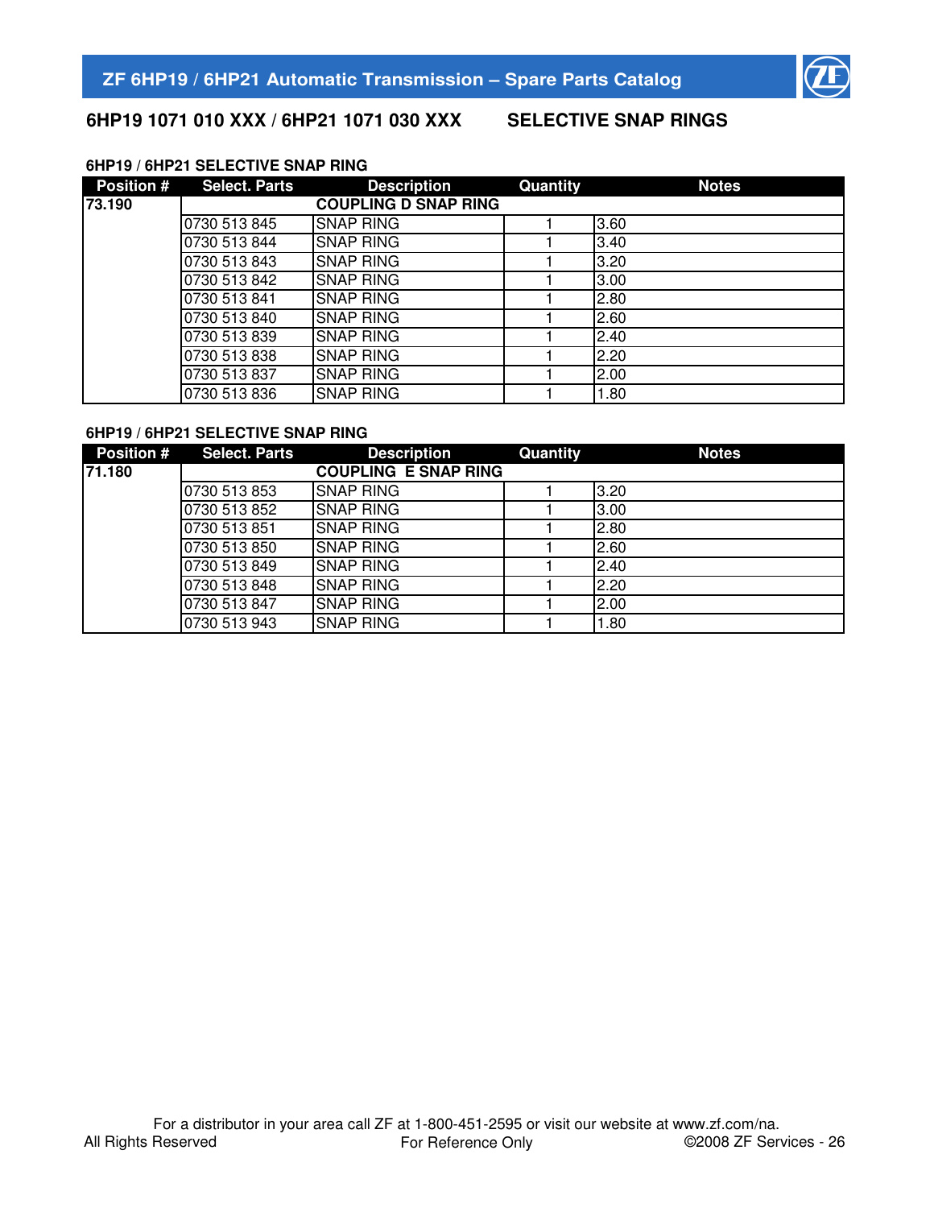## 6HP19 1071 010 XXX / 6HP21 1071 030 XXX SELECTIVE SNAP RINGS

### 6HP19 / 6HP21 SELECTIVE SNAP RING

| Position # | Select. Parts | Description | Quantity | Notes |
|---|---|---|---|---|
| 73.190 | | COUPLING D SNAP RING | | |
| | 0730 513 845 | SNAP RING | 1 | 3.60 |
| | 0730 513 844 | SNAP RING | 1 | 3.40 |
| | 0730 513 843 | SNAP RING | 1 | 3.20 |
| | 0730 513 842 | SNAP RING | 1 | 3.00 |
| | 0730 513 841 | SNAP RING | 1 | 2.80 |
| | 0730 513 840 | SNAP RING | 1 | 2.60 |
| | 0730 513 839 | SNAP RING | 1 | 2.40 |
| | 0730 513 838 | SNAP RING | 1 | 2.20 |
| | 0730 513 837 | SNAP RING | 1 | 2.00 |
| | 0730 513 836 | SNAP RING | 1 | 1.80 |

### 6HP19 / 6HP21 SELECTIVE SNAP RING

| Position # | Select. Parts | Description | Quantity | Notes |
|---|---|---|---|---|
| 71.180 | | COUPLING E SNAP RING | | |
| | 0730 513 853 | SNAP RING | 1 | 3.20 |
| | 0730 513 852 | SNAP RING | 1 | 3.00 |
| | 0730 513 851 | SNAP RING | 1 | 2.80 |
| | 0730 513 850 | SNAP RING | 1 | 2.60 |
| | 0730 513 849 | SNAP RING | 1 | 2.40 |
| | 0730 513 848 | SNAP RING | 1 | 2.20 |
| | 0730 513 847 | SNAP RING | 1 | 2.00 |
| | 0730 513 943 | SNAP RING | 1 | 1.80 |

For a distributor in your area call ZF at 1-800-451-2595 or visit our website at www.zf.com/na.

All Rights Reserved For Reference Only ©2008 ZF Services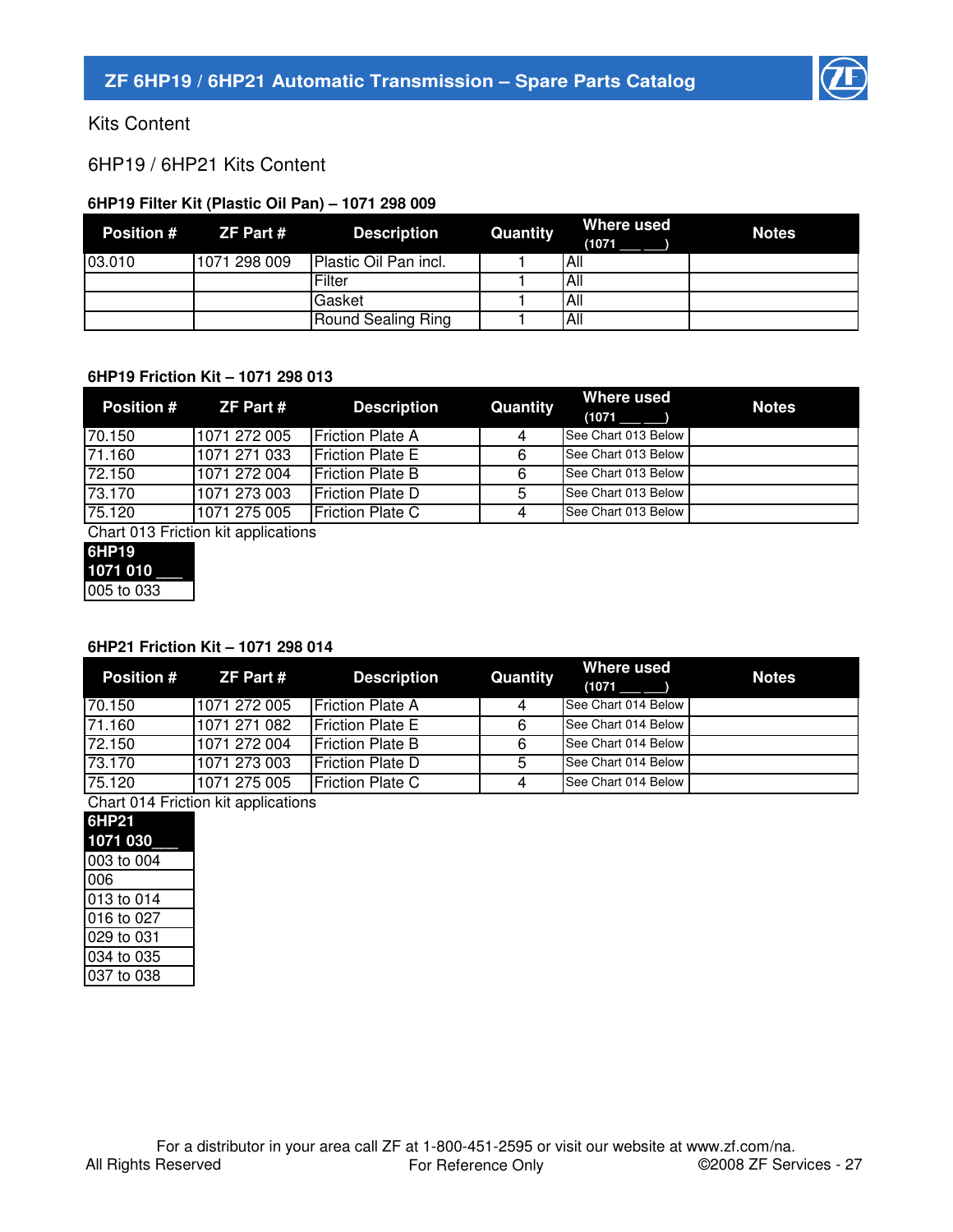Kits Content

## 6HP19 / 6HP21 Kits Content

### 6HP19 Filter Kit (Plastic Oil Pan) – 1071 298 009

| Position # | ZF Part # | Description | Quantity | Where used (1071 ___ ___) | Notes |
|---|---|---|---|---|---|
| 03.010 | 1071 298 009 | Plastic Oil Pan incl. | 1 | All | |
| | | Filter | 1 | All | |
| | | Gasket | 1 | All | |
| | | Round Sealing Ring | 1 | All | |

### 6HP19 Friction Kit – 1071 298 013

| Position # | ZF Part # | Description | Quantity | Where used (1071 ___ ___) | Notes |
|---|---|---|---|---|---|
| 70.150 | 1071 272 005 | Friction Plate A | 4 | See Chart 013 Below | |
| 71.160 | 1071 271 033 | Friction Plate E | 6 | See Chart 013 Below | |
| 72.150 | 1071 272 004 | Friction Plate B | 6 | See Chart 013 Below | |
| 73.170 | 1071 273 003 | Friction Plate D | 5 | See Chart 013 Below | |
| 75.120 | 1071 275 005 | Friction Plate C | 4 | See Chart 013 Below | |

Chart 013 Friction kit applications

| 6HP19 1071 010 ___ |
|---|
| 005 to 033 |

### 6HP21 Friction Kit – 1071 298 014

| Position # | ZF Part # | Description | Quantity | Where used (1071 ___ ___) | Notes |
|---|---|---|---|---|---|
| 70.150 | 1071 272 005 | Friction Plate A | 4 | See Chart 014 Below | |
| 71.160 | 1071 271 082 | Friction Plate E | 6 | See Chart 014 Below | |
| 72.150 | 1071 272 004 | Friction Plate B | 6 | See Chart 014 Below | |
| 73.170 | 1071 273 003 | Friction Plate D | 5 | See Chart 014 Below | |
| 75.120 | 1071 275 005 | Friction Plate C | 4 | See Chart 014 Below | |

Chart 014 Friction kit applications

| 6HP21 1071 030___ |
|---|
| 003 to 004 |
| 006 |
| 013 to 014 |
| 016 to 027 |
| 029 to 031 |
| 034 to 035 |
| 037 to 038 |

For a distributor in your area call ZF at 1-800-451-2595 or visit our website at www.zf.com/na.

All Rights Reserved For Reference Only ©2008 ZF Services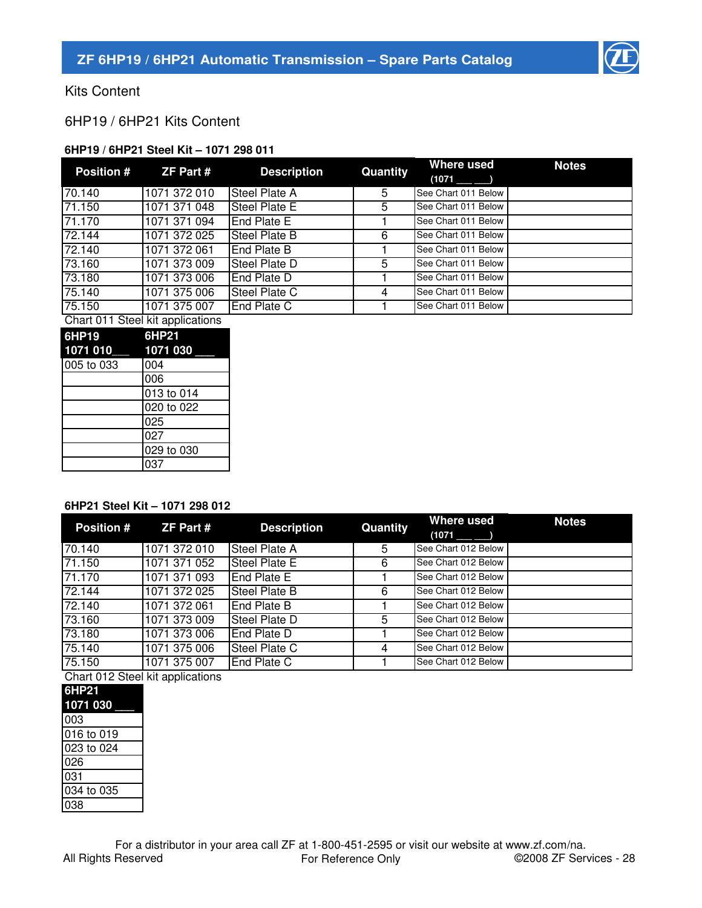# Kits Content

## 6HP19 / 6HP21 Kits Content

### 6HP19 / 6HP21 Steel Kit – 1071 298 011

| Position # | ZF Part # | Description | Quantity | Where used (1071 ___ ___) | Notes |
|---|---|---|---|---|---|
| 70.140 | 1071 372 010 | Steel Plate A | 5 | See Chart 011 Below | |
| 71.150 | 1071 371 048 | Steel Plate E | 5 | See Chart 011 Below | |
| 71.170 | 1071 371 094 | End Plate E | 1 | See Chart 011 Below | |
| 72.144 | 1071 372 025 | Steel Plate B | 6 | See Chart 011 Below | |
| 72.140 | 1071 372 061 | End Plate B | 1 | See Chart 011 Below | |
| 73.160 | 1071 373 009 | Steel Plate D | 5 | See Chart 011 Below | |
| 73.180 | 1071 373 006 | End Plate D | 1 | See Chart 011 Below | |
| 75.140 | 1071 375 006 | Steel Plate C | 4 | See Chart 011 Below | |
| 75.150 | 1071 375 007 | End Plate C | 1 | See Chart 011 Below | |

Chart 011 Steel kit applications

| 6HP19 1071 010___ | 6HP21 1071 030 ___ |
|---|---|
| 005 to 033 | 004 |
| | 006 |
| | 013 to 014 |
| | 020 to 022 |
| | 025 |
| | 027 |
| | 029 to 030 |
| | 037 |

### 6HP21 Steel Kit – 1071 298 012

| Position # | ZF Part # | Description | Quantity | Where used (1071 ___ ___) | Notes |
|---|---|---|---|---|---|
| 70.140 | 1071 372 010 | Steel Plate A | 5 | See Chart 012 Below | |
| 71.150 | 1071 371 052 | Steel Plate E | 6 | See Chart 012 Below | |
| 71.170 | 1071 371 093 | End Plate E | 1 | See Chart 012 Below | |
| 72.144 | 1071 372 025 | Steel Plate B | 6 | See Chart 012 Below | |
| 72.140 | 1071 372 061 | End Plate B | 1 | See Chart 012 Below | |
| 73.160 | 1071 373 009 | Steel Plate D | 5 | See Chart 012 Below | |
| 73.180 | 1071 373 006 | End Plate D | 1 | See Chart 012 Below | |
| 75.140 | 1071 375 006 | Steel Plate C | 4 | See Chart 012 Below | |
| 75.150 | 1071 375 007 | End Plate C | 1 | See Chart 012 Below | |

Chart 012 Steel kit applications

| 6HP21 1071 030 ___ |
|---|
| 003 |
| 016 to 019 |
| 023 to 024 |
| 026 |
| 031 |
| 034 to 035 |
| 038 |

For a distributor in your area call ZF at 1-800-451-2595 or visit our website at www.zf.com/na.

All Rights Reserved    For Reference Only    ©2008 ZF Services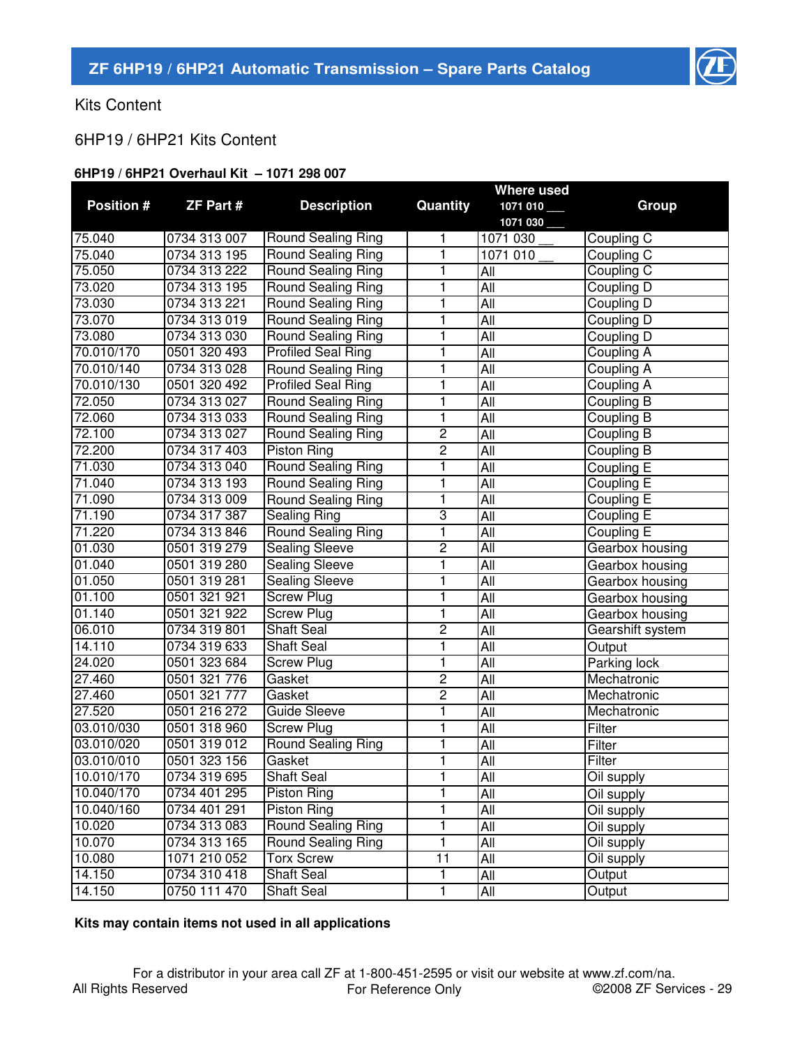## Kits Content

### 6HP19 / 6HP21 Kits Content

**6HP19 / 6HP21 Overhaul Kit – 1071 298 007**

| Position # | ZF Part # | Description | Quantity | Where used 1071 010 ___ 1071 030 ___ | Group |
|---|---|---|---|---|---|
| 75.040 | 0734 313 007 | Round Sealing Ring | 1 | 1071 030 __ | Coupling C |
| 75.040 | 0734 313 195 | Round Sealing Ring | 1 | 1071 010 __ | Coupling C |
| 75.050 | 0734 313 222 | Round Sealing Ring | 1 | All | Coupling C |
| 73.020 | 0734 313 195 | Round Sealing Ring | 1 | All | Coupling D |
| 73.030 | 0734 313 221 | Round Sealing Ring | 1 | All | Coupling D |
| 73.070 | 0734 313 019 | Round Sealing Ring | 1 | All | Coupling D |
| 73.080 | 0734 313 030 | Round Sealing Ring | 1 | All | Coupling D |
| 70.010/170 | 0501 320 493 | Profiled Seal Ring | 1 | All | Coupling A |
| 70.010/140 | 0734 313 028 | Round Sealing Ring | 1 | All | Coupling A |
| 70.010/130 | 0501 320 492 | Profiled Seal Ring | 1 | All | Coupling A |
| 72.050 | 0734 313 027 | Round Sealing Ring | 1 | All | Coupling B |
| 72.060 | 0734 313 033 | Round Sealing Ring | 1 | All | Coupling B |
| 72.100 | 0734 313 027 | Round Sealing Ring | 2 | All | Coupling B |
| 72.200 | 0734 317 403 | Piston Ring | 2 | All | Coupling B |
| 71.030 | 0734 313 040 | Round Sealing Ring | 1 | All | Coupling E |
| 71.040 | 0734 313 193 | Round Sealing Ring | 1 | All | Coupling E |
| 71.090 | 0734 313 009 | Round Sealing Ring | 1 | All | Coupling E |
| 71.190 | 0734 317 387 | Sealing Ring | 3 | All | Coupling E |
| 71.220 | 0734 313 846 | Round Sealing Ring | 1 | All | Coupling E |
| 01.030 | 0501 319 279 | Sealing Sleeve | 2 | All | Gearbox housing |
| 01.040 | 0501 319 280 | Sealing Sleeve | 1 | All | Gearbox housing |
| 01.050 | 0501 319 281 | Sealing Sleeve | 1 | All | Gearbox housing |
| 01.100 | 0501 321 921 | Screw Plug | 1 | All | Gearbox housing |
| 01.140 | 0501 321 922 | Screw Plug | 1 | All | Gearbox housing |
| 06.010 | 0734 319 801 | Shaft Seal | 2 | All | Gearshift system |
| 14.110 | 0734 319 633 | Shaft Seal | 1 | All | Output |
| 24.020 | 0501 323 684 | Screw Plug | 1 | All | Parking lock |
| 27.460 | 0501 321 776 | Gasket | 2 | All | Mechatronic |
| 27.460 | 0501 321 777 | Gasket | 2 | All | Mechatronic |
| 27.520 | 0501 216 272 | Guide Sleeve | 1 | All | Mechatronic |
| 03.010/030 | 0501 318 960 | Screw Plug | 1 | All | Filter |
| 03.010/020 | 0501 319 012 | Round Sealing Ring | 1 | All | Filter |
| 03.010/010 | 0501 323 156 | Gasket | 1 | All | Filter |
| 10.010/170 | 0734 319 695 | Shaft Seal | 1 | All | Oil supply |
| 10.040/170 | 0734 401 295 | Piston Ring | 1 | All | Oil supply |
| 10.040/160 | 0734 401 291 | Piston Ring | 1 | All | Oil supply |
| 10.020 | 0734 313 083 | Round Sealing Ring | 1 | All | Oil supply |
| 10.070 | 0734 313 165 | Round Sealing Ring | 1 | All | Oil supply |
| 10.080 | 1071 210 052 | Torx Screw | 11 | All | Oil supply |
| 14.150 | 0734 310 418 | Shaft Seal | 1 | All | Output |
| 14.150 | 0750 111 470 | Shaft Seal | 1 | All | Output |

**Kits may contain items not used in all applications**

For a distributor in your area call ZF at 1-800-451-2595 or visit our website at www.zf.com/na.

All Rights Reserved — For Reference Only — ©2008 ZF Services